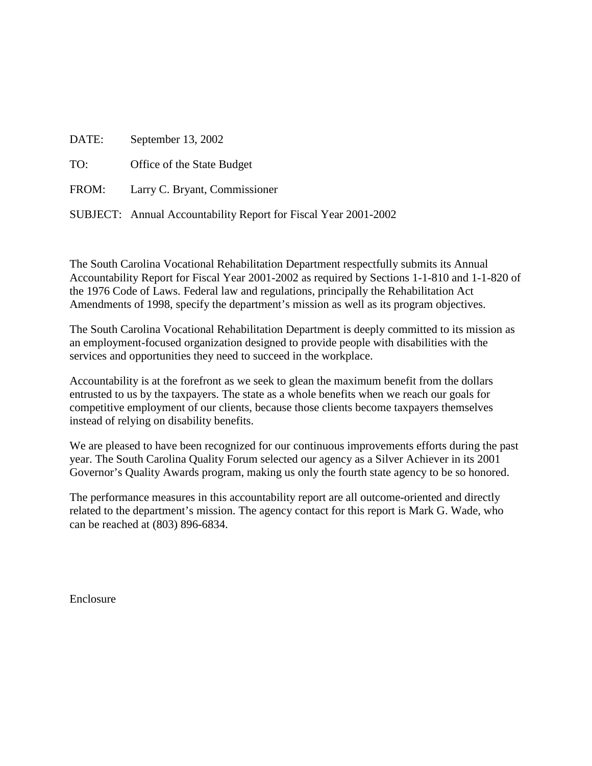DATE: September 13, 2002

TO: Office of the State Budget

FROM: Larry C. Bryant, Commissioner

SUBJECT: Annual Accountability Report for Fiscal Year 2001-2002

The South Carolina Vocational Rehabilitation Department respectfully submits its Annual Accountability Report for Fiscal Year 2001-2002 as required by Sections 1-1-810 and 1-1-820 of the 1976 Code of Laws. Federal law and regulations, principally the Rehabilitation Act Amendments of 1998, specify the department's mission as well as its program objectives.

The South Carolina Vocational Rehabilitation Department is deeply committed to its mission as an employment-focused organization designed to provide people with disabilities with the services and opportunities they need to succeed in the workplace.

Accountability is at the forefront as we seek to glean the maximum benefit from the dollars entrusted to us by the taxpayers. The state as a whole benefits when we reach our goals for competitive employment of our clients, because those clients become taxpayers themselves instead of relying on disability benefits.

We are pleased to have been recognized for our continuous improvements efforts during the past year. The South Carolina Quality Forum selected our agency as a Silver Achiever in its 2001 Governor's Quality Awards program, making us only the fourth state agency to be so honored.

The performance measures in this accountability report are all outcome-oriented and directly related to the department's mission. The agency contact for this report is Mark G. Wade, who can be reached at (803) 896-6834.

Enclosure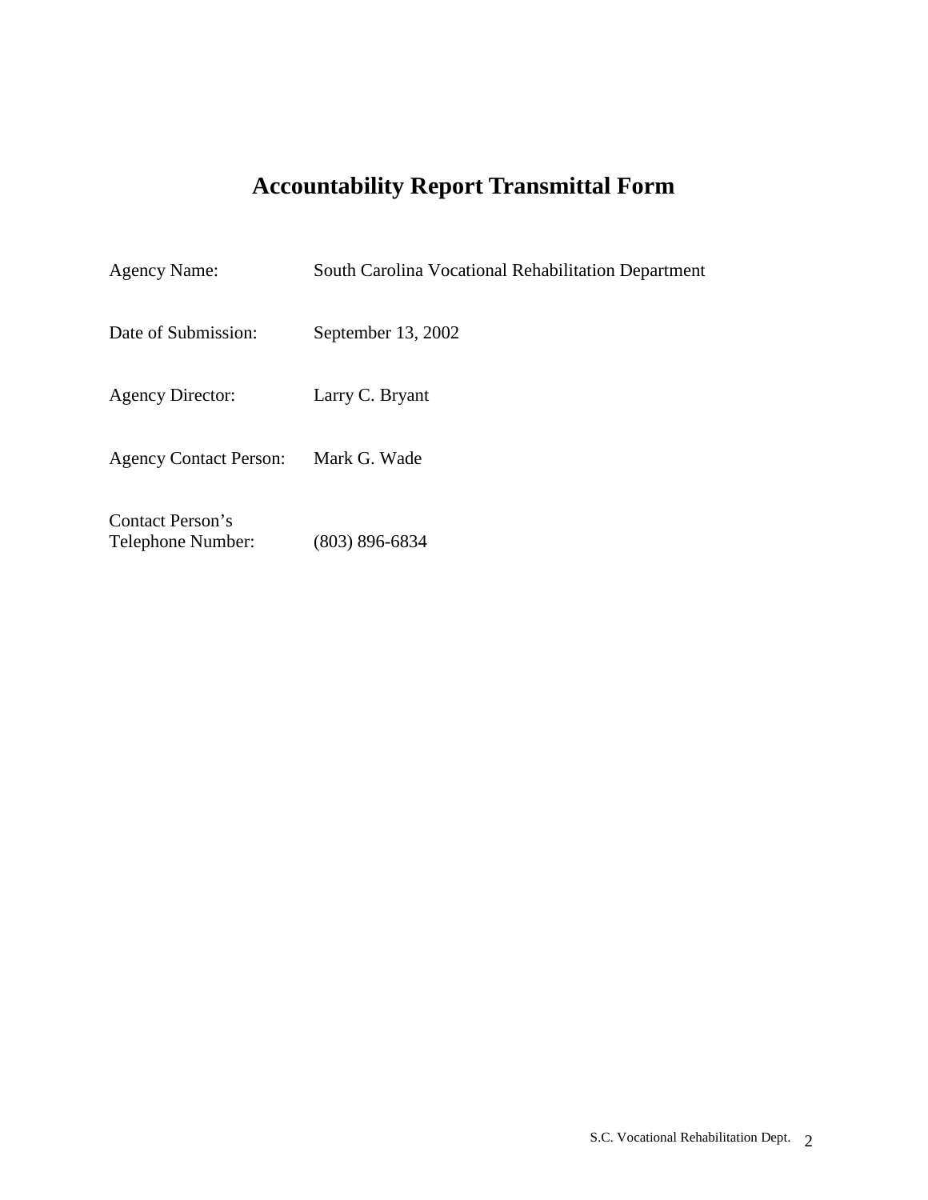# Accountability Report Transmittal Form

| | |
|---|---|
| Agency Name: | South Carolina Vocational Rehabilitation Department |
| Date of Submission: | September 13, 2002 |
| Agency Director: | Larry C. Bryant |
| Agency Contact Person: | Mark G. Wade |
| Contact Person's Telephone Number: | (803) 896-6834 |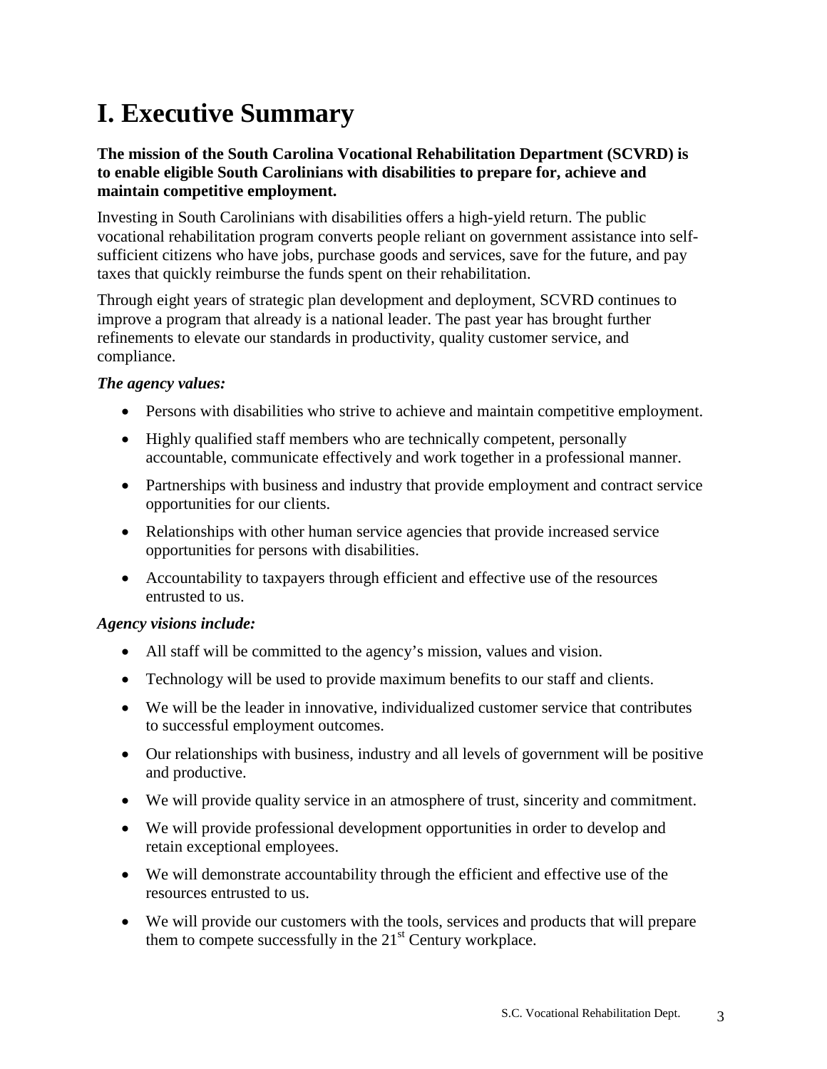# I. Executive Summary

**The mission of the South Carolina Vocational Rehabilitation Department (SCVRD) is to enable eligible South Carolinians with disabilities to prepare for, achieve and maintain competitive employment.**

Investing in South Carolinians with disabilities offers a high-yield return. The public vocational rehabilitation program converts people reliant on government assistance into self-sufficient citizens who have jobs, purchase goods and services, save for the future, and pay taxes that quickly reimburse the funds spent on their rehabilitation.

Through eight years of strategic plan development and deployment, SCVRD continues to improve a program that already is a national leader. The past year has brought further refinements to elevate our standards in productivity, quality customer service, and compliance.

***The agency values:***

- Persons with disabilities who strive to achieve and maintain competitive employment.
- Highly qualified staff members who are technically competent, personally accountable, communicate effectively and work together in a professional manner.
- Partnerships with business and industry that provide employment and contract service opportunities for our clients.
- Relationships with other human service agencies that provide increased service opportunities for persons with disabilities.
- Accountability to taxpayers through efficient and effective use of the resources entrusted to us.

***Agency visions include:***

- All staff will be committed to the agency's mission, values and vision.
- Technology will be used to provide maximum benefits to our staff and clients.
- We will be the leader in innovative, individualized customer service that contributes to successful employment outcomes.
- Our relationships with business, industry and all levels of government will be positive and productive.
- We will provide quality service in an atmosphere of trust, sincerity and commitment.
- We will provide professional development opportunities in order to develop and retain exceptional employees.
- We will demonstrate accountability through the efficient and effective use of the resources entrusted to us.
- We will provide our customers with the tools, services and products that will prepare them to compete successfully in the 21st Century workplace.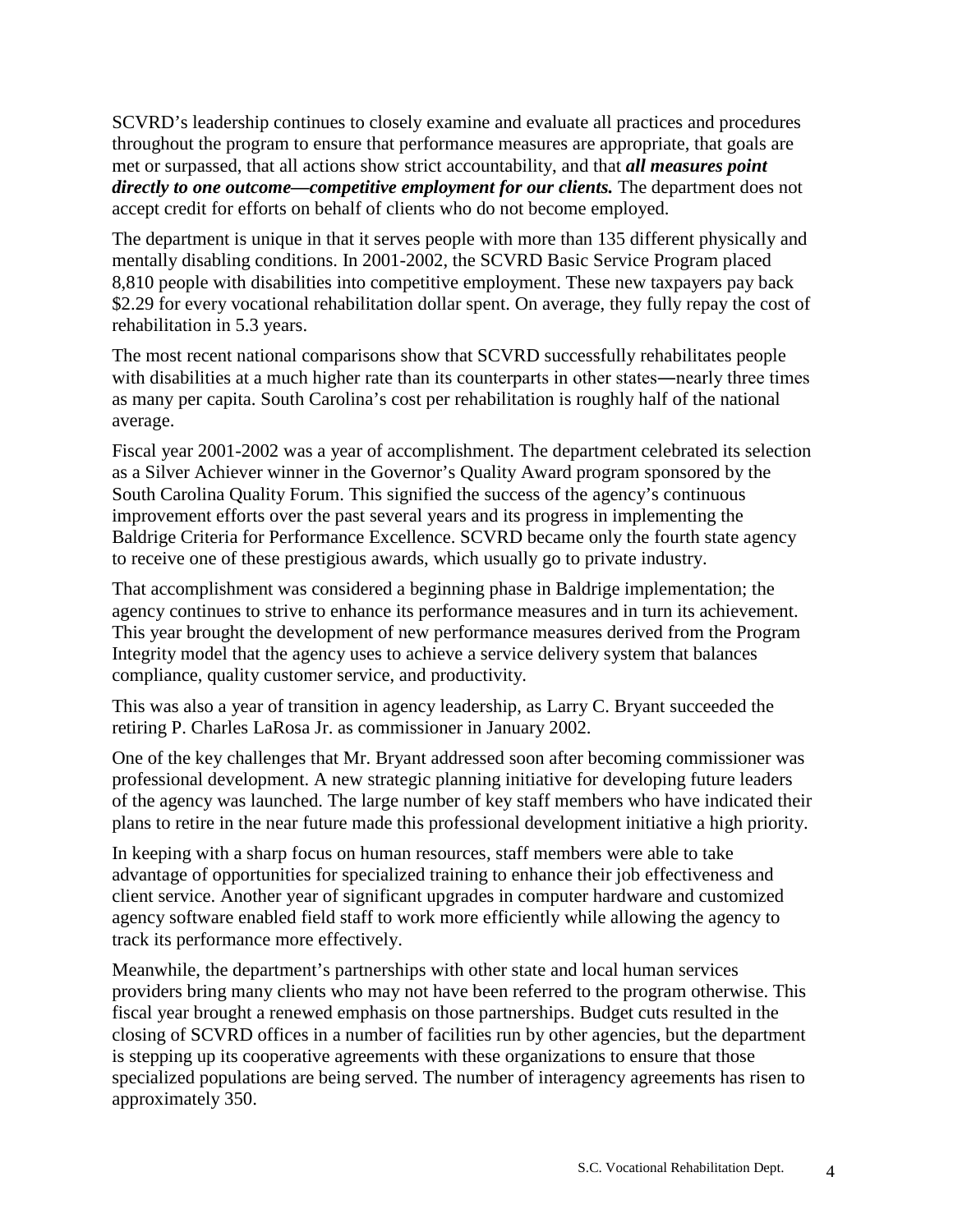SCVRD's leadership continues to closely examine and evaluate all practices and procedures throughout the program to ensure that performance measures are appropriate, that goals are met or surpassed, that all actions show strict accountability, and that ***all measures point directly to one outcome—competitive employment for our clients.*** The department does not accept credit for efforts on behalf of clients who do not become employed.

The department is unique in that it serves people with more than 135 different physically and mentally disabling conditions. In 2001-2002, the SCVRD Basic Service Program placed 8,810 people with disabilities into competitive employment. These new taxpayers pay back $2.29 for every vocational rehabilitation dollar spent. On average, they fully repay the cost of rehabilitation in 5.3 years.

The most recent national comparisons show that SCVRD successfully rehabilitates people with disabilities at a much higher rate than its counterparts in other states—nearly three times as many per capita. South Carolina's cost per rehabilitation is roughly half of the national average.

Fiscal year 2001-2002 was a year of accomplishment. The department celebrated its selection as a Silver Achiever winner in the Governor's Quality Award program sponsored by the South Carolina Quality Forum. This signified the success of the agency's continuous improvement efforts over the past several years and its progress in implementing the Baldrige Criteria for Performance Excellence. SCVRD became only the fourth state agency to receive one of these prestigious awards, which usually go to private industry.

That accomplishment was considered a beginning phase in Baldrige implementation; the agency continues to strive to enhance its performance measures and in turn its achievement. This year brought the development of new performance measures derived from the Program Integrity model that the agency uses to achieve a service delivery system that balances compliance, quality customer service, and productivity.

This was also a year of transition in agency leadership, as Larry C. Bryant succeeded the retiring P. Charles LaRosa Jr. as commissioner in January 2002.

One of the key challenges that Mr. Bryant addressed soon after becoming commissioner was professional development. A new strategic planning initiative for developing future leaders of the agency was launched. The large number of key staff members who have indicated their plans to retire in the near future made this professional development initiative a high priority.

In keeping with a sharp focus on human resources, staff members were able to take advantage of opportunities for specialized training to enhance their job effectiveness and client service. Another year of significant upgrades in computer hardware and customized agency software enabled field staff to work more efficiently while allowing the agency to track its performance more effectively.

Meanwhile, the department's partnerships with other state and local human services providers bring many clients who may not have been referred to the program otherwise. This fiscal year brought a renewed emphasis on those partnerships. Budget cuts resulted in the closing of SCVRD offices in a number of facilities run by other agencies, but the department is stepping up its cooperative agreements with these organizations to ensure that those specialized populations are being served. The number of interagency agreements has risen to approximately 350.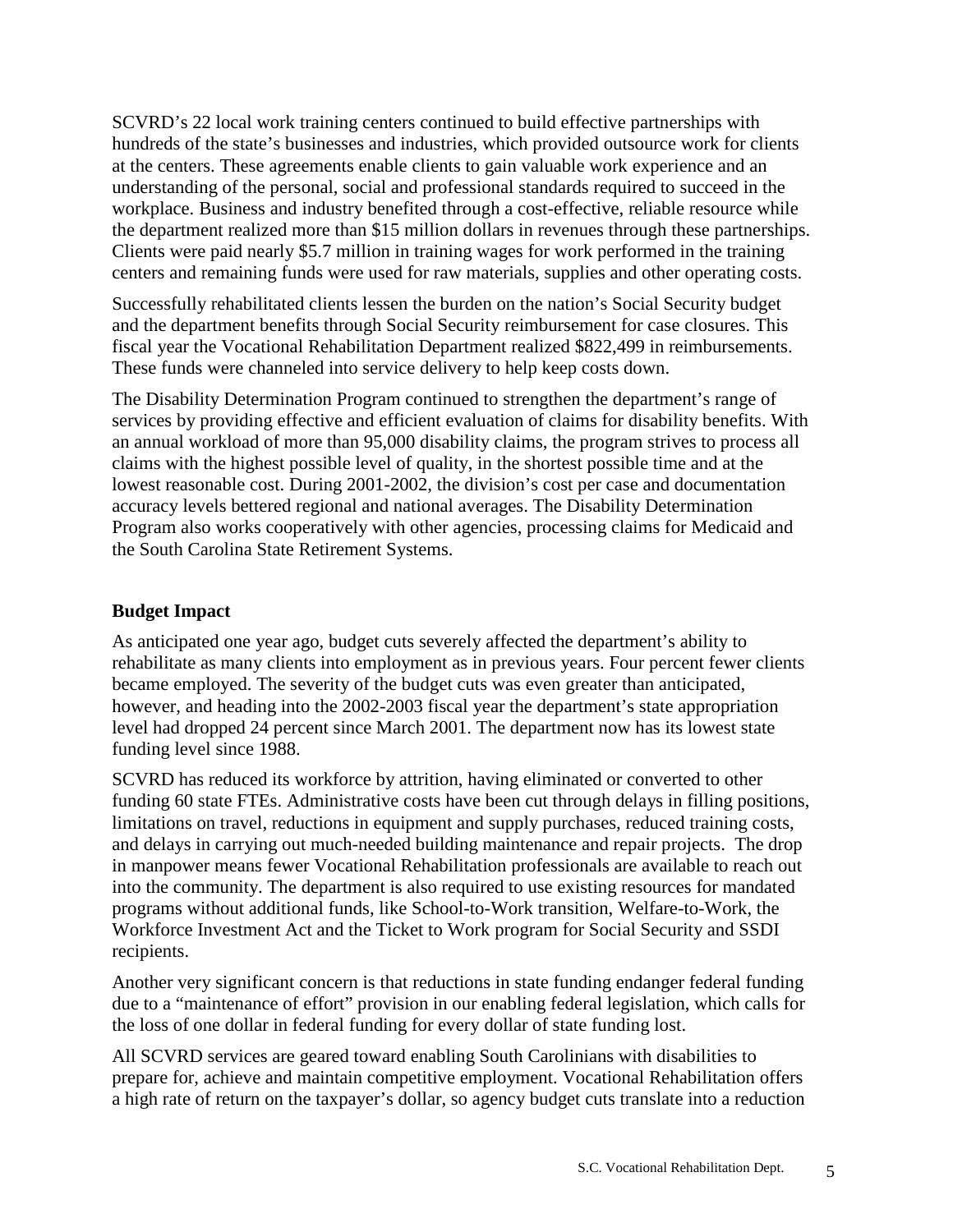SCVRD's 22 local work training centers continued to build effective partnerships with hundreds of the state's businesses and industries, which provided outsource work for clients at the centers. These agreements enable clients to gain valuable work experience and an understanding of the personal, social and professional standards required to succeed in the workplace. Business and industry benefited through a cost-effective, reliable resource while the department realized more than $15 million dollars in revenues through these partnerships. Clients were paid nearly $5.7 million in training wages for work performed in the training centers and remaining funds were used for raw materials, supplies and other operating costs.

Successfully rehabilitated clients lessen the burden on the nation's Social Security budget and the department benefits through Social Security reimbursement for case closures. This fiscal year the Vocational Rehabilitation Department realized $822,499 in reimbursements. These funds were channeled into service delivery to help keep costs down.

The Disability Determination Program continued to strengthen the department's range of services by providing effective and efficient evaluation of claims for disability benefits. With an annual workload of more than 95,000 disability claims, the program strives to process all claims with the highest possible level of quality, in the shortest possible time and at the lowest reasonable cost. During 2001-2002, the division's cost per case and documentation accuracy levels bettered regional and national averages. The Disability Determination Program also works cooperatively with other agencies, processing claims for Medicaid and the South Carolina State Retirement Systems.

### Budget Impact

As anticipated one year ago, budget cuts severely affected the department's ability to rehabilitate as many clients into employment as in previous years. Four percent fewer clients became employed. The severity of the budget cuts was even greater than anticipated, however, and heading into the 2002-2003 fiscal year the department's state appropriation level had dropped 24 percent since March 2001. The department now has its lowest state funding level since 1988.

SCVRD has reduced its workforce by attrition, having eliminated or converted to other funding 60 state FTEs. Administrative costs have been cut through delays in filling positions, limitations on travel, reductions in equipment and supply purchases, reduced training costs, and delays in carrying out much-needed building maintenance and repair projects. The drop in manpower means fewer Vocational Rehabilitation professionals are available to reach out into the community. The department is also required to use existing resources for mandated programs without additional funds, like School-to-Work transition, Welfare-to-Work, the Workforce Investment Act and the Ticket to Work program for Social Security and SSDI recipients.

Another very significant concern is that reductions in state funding endanger federal funding due to a "maintenance of effort" provision in our enabling federal legislation, which calls for the loss of one dollar in federal funding for every dollar of state funding lost.

All SCVRD services are geared toward enabling South Carolinians with disabilities to prepare for, achieve and maintain competitive employment. Vocational Rehabilitation offers a high rate of return on the taxpayer's dollar, so agency budget cuts translate into a reduction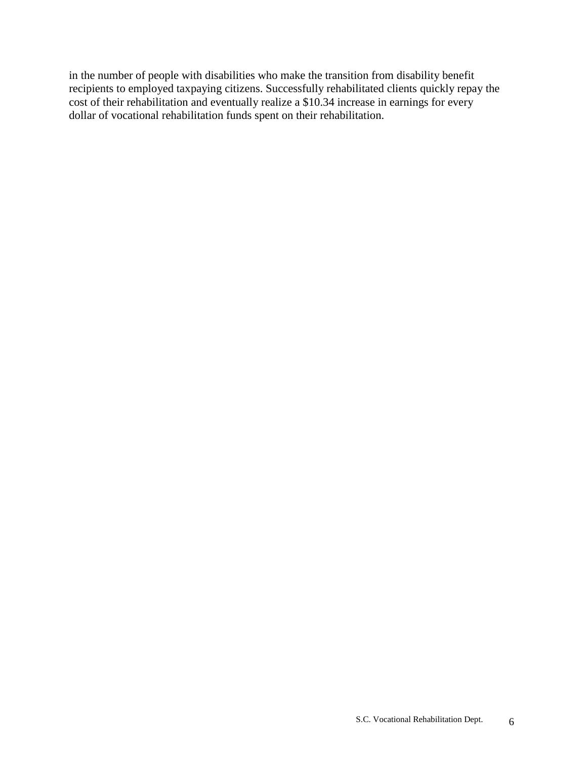in the number of people with disabilities who make the transition from disability benefit recipients to employed taxpaying citizens. Successfully rehabilitated clients quickly repay the cost of their rehabilitation and eventually realize a $10.34 increase in earnings for every dollar of vocational rehabilitation funds spent on their rehabilitation.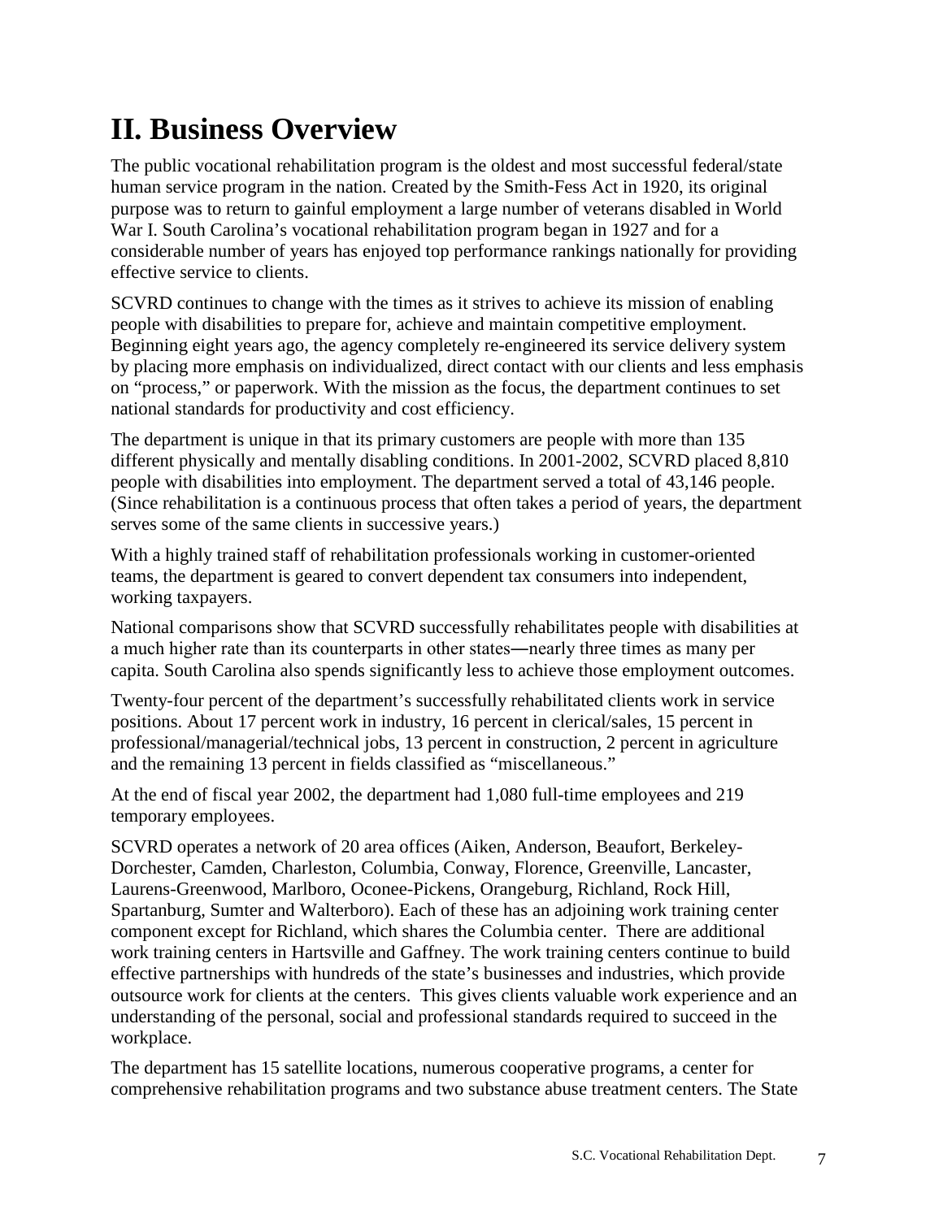# II. Business Overview

The public vocational rehabilitation program is the oldest and most successful federal/state human service program in the nation. Created by the Smith-Fess Act in 1920, its original purpose was to return to gainful employment a large number of veterans disabled in World War I. South Carolina's vocational rehabilitation program began in 1927 and for a considerable number of years has enjoyed top performance rankings nationally for providing effective service to clients.

SCVRD continues to change with the times as it strives to achieve its mission of enabling people with disabilities to prepare for, achieve and maintain competitive employment. Beginning eight years ago, the agency completely re-engineered its service delivery system by placing more emphasis on individualized, direct contact with our clients and less emphasis on "process," or paperwork. With the mission as the focus, the department continues to set national standards for productivity and cost efficiency.

The department is unique in that its primary customers are people with more than 135 different physically and mentally disabling conditions. In 2001-2002, SCVRD placed 8,810 people with disabilities into employment. The department served a total of 43,146 people. (Since rehabilitation is a continuous process that often takes a period of years, the department serves some of the same clients in successive years.)

With a highly trained staff of rehabilitation professionals working in customer-oriented teams, the department is geared to convert dependent tax consumers into independent, working taxpayers.

National comparisons show that SCVRD successfully rehabilitates people with disabilities at a much higher rate than its counterparts in other states—nearly three times as many per capita. South Carolina also spends significantly less to achieve those employment outcomes.

Twenty-four percent of the department's successfully rehabilitated clients work in service positions. About 17 percent work in industry, 16 percent in clerical/sales, 15 percent in professional/managerial/technical jobs, 13 percent in construction, 2 percent in agriculture and the remaining 13 percent in fields classified as "miscellaneous."

At the end of fiscal year 2002, the department had 1,080 full-time employees and 219 temporary employees.

SCVRD operates a network of 20 area offices (Aiken, Anderson, Beaufort, Berkeley-Dorchester, Camden, Charleston, Columbia, Conway, Florence, Greenville, Lancaster, Laurens-Greenwood, Marlboro, Oconee-Pickens, Orangeburg, Richland, Rock Hill, Spartanburg, Sumter and Walterboro). Each of these has an adjoining work training center component except for Richland, which shares the Columbia center. There are additional work training centers in Hartsville and Gaffney. The work training centers continue to build effective partnerships with hundreds of the state's businesses and industries, which provide outsource work for clients at the centers. This gives clients valuable work experience and an understanding of the personal, social and professional standards required to succeed in the workplace.

The department has 15 satellite locations, numerous cooperative programs, a center for comprehensive rehabilitation programs and two substance abuse treatment centers. The State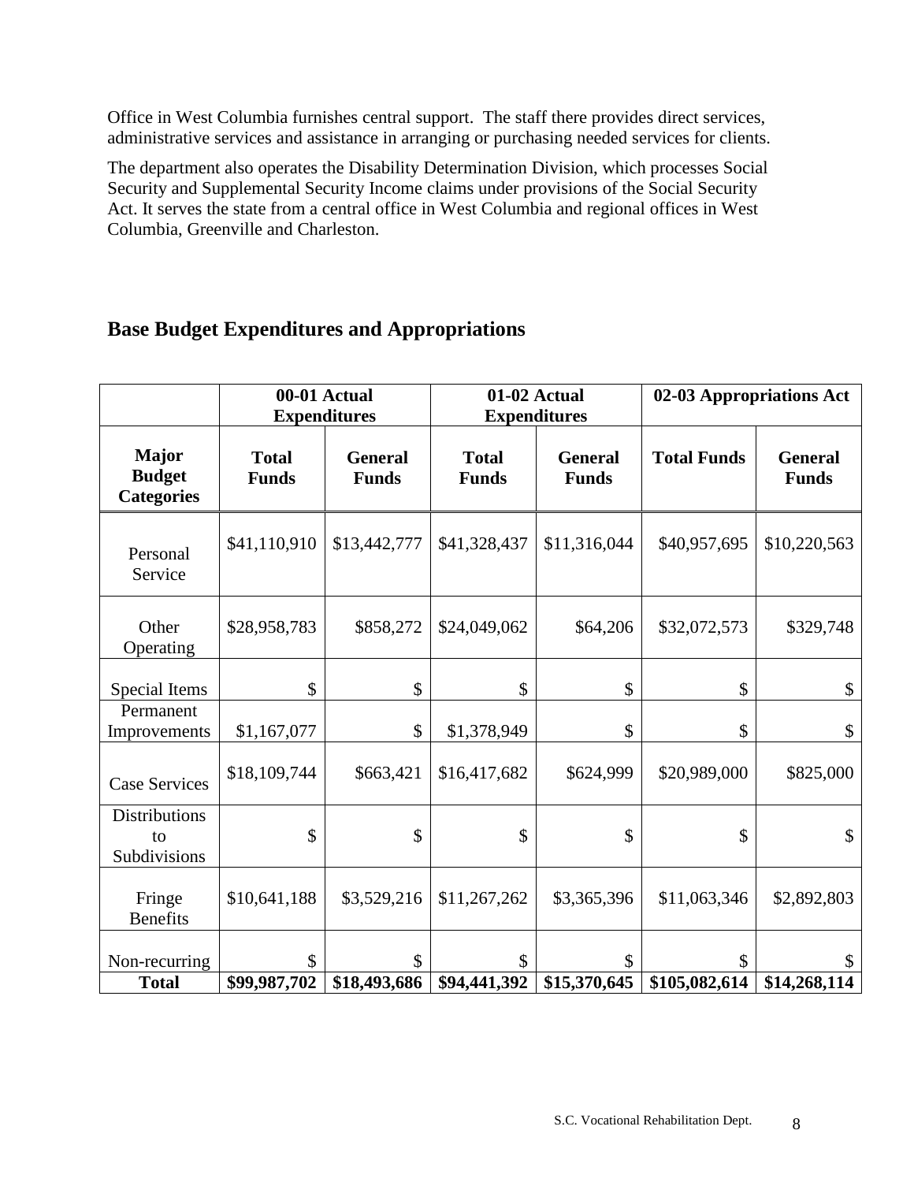Office in West Columbia furnishes central support. The staff there provides direct services, administrative services and assistance in arranging or purchasing needed services for clients.

The department also operates the Disability Determination Division, which processes Social Security and Supplemental Security Income claims under provisions of the Social Security Act. It serves the state from a central office in West Columbia and regional offices in West Columbia, Greenville and Charleston.

## Base Budget Expenditures and Appropriations

| | 00-01 Actual Expenditures | | 01-02 Actual Expenditures | | 02-03 Appropriations Act | |
|---|---|---|---|---|---|---|
| **Major Budget Categories** | **Total Funds** | **General Funds** | **Total Funds** | **General Funds** | **Total Funds** | **General Funds** |
| Personal Service | $41,110,910 | $13,442,777 | $41,328,437 | $11,316,044 | $40,957,695 | $10,220,563 |
| Other Operating | $28,958,783 | $858,272 | $24,049,062 | $64,206 | $32,072,573 | $329,748 |
| Special Items | $ | $ | $ | $ | $ | $ |
| Permanent Improvements | $1,167,077 | $ | $1,378,949 | $ | $ | $ |
| Case Services | $18,109,744 | $663,421 | $16,417,682 | $624,999 | $20,989,000 | $825,000 |
| Distributions to Subdivisions | $ | $ | $ | $ | $ | $ |
| Fringe Benefits | $10,641,188 | $3,529,216 | $11,267,262 | $3,365,396 | $11,063,346 | $2,892,803 |
| Non-recurring | $ | $ | $ | $ | $ | $ |
| **Total** | **$99,987,702** | **$18,493,686** | **$94,441,392** | **$15,370,645** | **$105,082,614** | **$14,268,114** |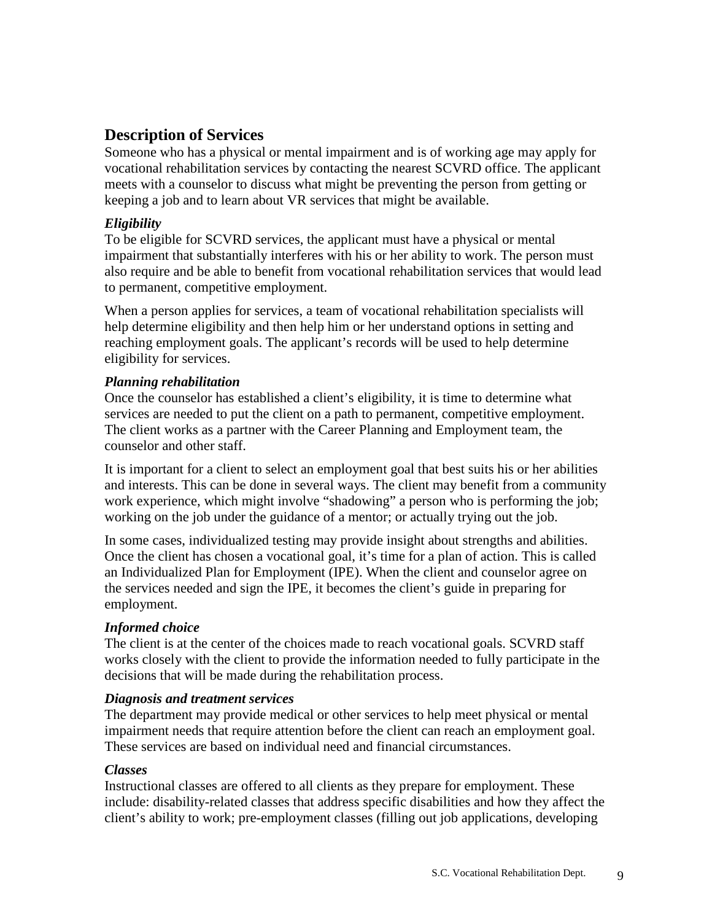## Description of Services

Someone who has a physical or mental impairment and is of working age may apply for vocational rehabilitation services by contacting the nearest SCVRD office. The applicant meets with a counselor to discuss what might be preventing the person from getting or keeping a job and to learn about VR services that might be available.

### *Eligibility*

To be eligible for SCVRD services, the applicant must have a physical or mental impairment that substantially interferes with his or her ability to work. The person must also require and be able to benefit from vocational rehabilitation services that would lead to permanent, competitive employment.

When a person applies for services, a team of vocational rehabilitation specialists will help determine eligibility and then help him or her understand options in setting and reaching employment goals. The applicant's records will be used to help determine eligibility for services.

### *Planning rehabilitation*

Once the counselor has established a client's eligibility, it is time to determine what services are needed to put the client on a path to permanent, competitive employment. The client works as a partner with the Career Planning and Employment team, the counselor and other staff.

It is important for a client to select an employment goal that best suits his or her abilities and interests. This can be done in several ways. The client may benefit from a community work experience, which might involve "shadowing" a person who is performing the job; working on the job under the guidance of a mentor; or actually trying out the job.

In some cases, individualized testing may provide insight about strengths and abilities. Once the client has chosen a vocational goal, it's time for a plan of action. This is called an Individualized Plan for Employment (IPE). When the client and counselor agree on the services needed and sign the IPE, it becomes the client's guide in preparing for employment.

### *Informed choice*

The client is at the center of the choices made to reach vocational goals. SCVRD staff works closely with the client to provide the information needed to fully participate in the decisions that will be made during the rehabilitation process.

### *Diagnosis and treatment services*

The department may provide medical or other services to help meet physical or mental impairment needs that require attention before the client can reach an employment goal. These services are based on individual need and financial circumstances.

### *Classes*

Instructional classes are offered to all clients as they prepare for employment. These include: disability-related classes that address specific disabilities and how they affect the client's ability to work; pre-employment classes (filling out job applications, developing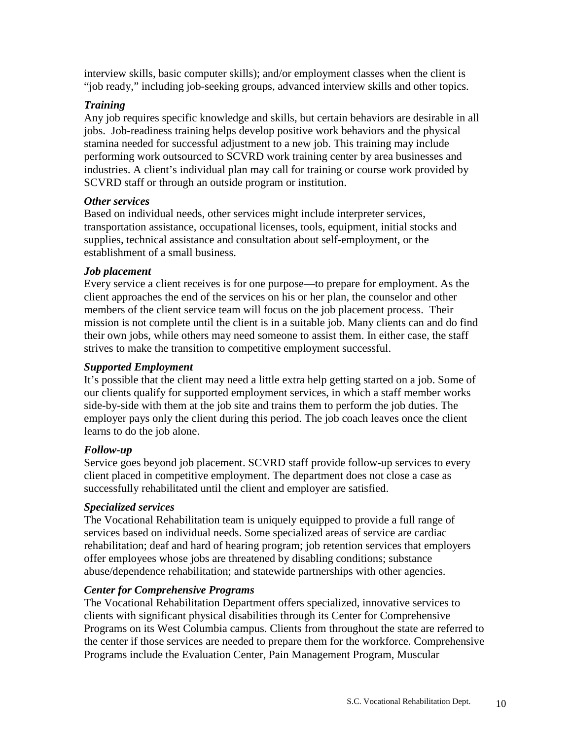interview skills, basic computer skills); and/or employment classes when the client is "job ready," including job-seeking groups, advanced interview skills and other topics.

### *Training*

Any job requires specific knowledge and skills, but certain behaviors are desirable in all jobs. Job-readiness training helps develop positive work behaviors and the physical stamina needed for successful adjustment to a new job. This training may include performing work outsourced to SCVRD work training center by area businesses and industries. A client's individual plan may call for training or course work provided by SCVRD staff or through an outside program or institution.

### *Other services*

Based on individual needs, other services might include interpreter services, transportation assistance, occupational licenses, tools, equipment, initial stocks and supplies, technical assistance and consultation about self-employment, or the establishment of a small business.

### *Job placement*

Every service a client receives is for one purpose—to prepare for employment. As the client approaches the end of the services on his or her plan, the counselor and other members of the client service team will focus on the job placement process. Their mission is not complete until the client is in a suitable job. Many clients can and do find their own jobs, while others may need someone to assist them. In either case, the staff strives to make the transition to competitive employment successful.

### *Supported Employment*

It's possible that the client may need a little extra help getting started on a job. Some of our clients qualify for supported employment services, in which a staff member works side-by-side with them at the job site and trains them to perform the job duties. The employer pays only the client during this period. The job coach leaves once the client learns to do the job alone.

### *Follow-up*

Service goes beyond job placement. SCVRD staff provide follow-up services to every client placed in competitive employment. The department does not close a case as successfully rehabilitated until the client and employer are satisfied.

### *Specialized services*

The Vocational Rehabilitation team is uniquely equipped to provide a full range of services based on individual needs. Some specialized areas of service are cardiac rehabilitation; deaf and hard of hearing program; job retention services that employers offer employees whose jobs are threatened by disabling conditions; substance abuse/dependence rehabilitation; and statewide partnerships with other agencies.

### *Center for Comprehensive Programs*

The Vocational Rehabilitation Department offers specialized, innovative services to clients with significant physical disabilities through its Center for Comprehensive Programs on its West Columbia campus. Clients from throughout the state are referred to the center if those services are needed to prepare them for the workforce. Comprehensive Programs include the Evaluation Center, Pain Management Program, Muscular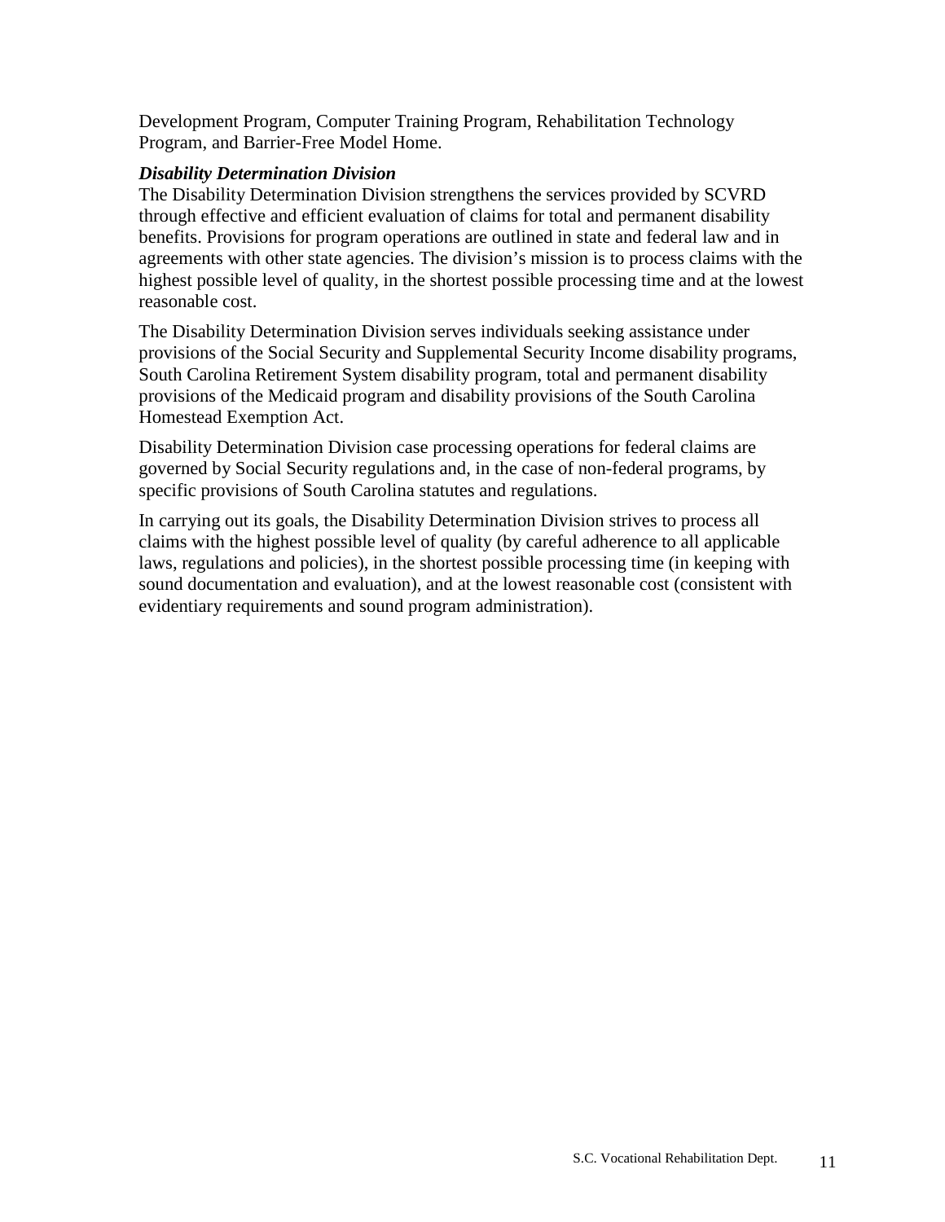Development Program, Computer Training Program, Rehabilitation Technology Program, and Barrier-Free Model Home.

***Disability Determination Division***

The Disability Determination Division strengthens the services provided by SCVRD through effective and efficient evaluation of claims for total and permanent disability benefits. Provisions for program operations are outlined in state and federal law and in agreements with other state agencies. The division's mission is to process claims with the highest possible level of quality, in the shortest possible processing time and at the lowest reasonable cost.

The Disability Determination Division serves individuals seeking assistance under provisions of the Social Security and Supplemental Security Income disability programs, South Carolina Retirement System disability program, total and permanent disability provisions of the Medicaid program and disability provisions of the South Carolina Homestead Exemption Act.

Disability Determination Division case processing operations for federal claims are governed by Social Security regulations and, in the case of non-federal programs, by specific provisions of South Carolina statutes and regulations.

In carrying out its goals, the Disability Determination Division strives to process all claims with the highest possible level of quality (by careful adherence to all applicable laws, regulations and policies), in the shortest possible processing time (in keeping with sound documentation and evaluation), and at the lowest reasonable cost (consistent with evidentiary requirements and sound program administration).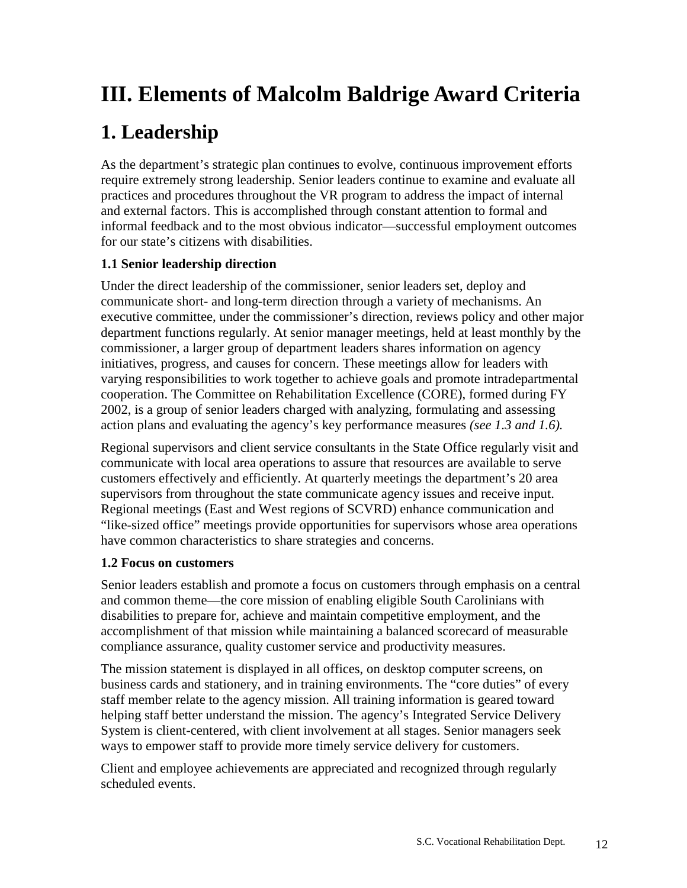# III. Elements of Malcolm Baldrige Award Criteria

# 1. Leadership

As the department's strategic plan continues to evolve, continuous improvement efforts require extremely strong leadership. Senior leaders continue to examine and evaluate all practices and procedures throughout the VR program to address the impact of internal and external factors. This is accomplished through constant attention to formal and informal feedback and to the most obvious indicator—successful employment outcomes for our state's citizens with disabilities.

### 1.1 Senior leadership direction

Under the direct leadership of the commissioner, senior leaders set, deploy and communicate short- and long-term direction through a variety of mechanisms. An executive committee, under the commissioner's direction, reviews policy and other major department functions regularly. At senior manager meetings, held at least monthly by the commissioner, a larger group of department leaders shares information on agency initiatives, progress, and causes for concern. These meetings allow for leaders with varying responsibilities to work together to achieve goals and promote intradepartmental cooperation. The Committee on Rehabilitation Excellence (CORE), formed during FY 2002, is a group of senior leaders charged with analyzing, formulating and assessing action plans and evaluating the agency's key performance measures *(see 1.3 and 1.6).*

Regional supervisors and client service consultants in the State Office regularly visit and communicate with local area operations to assure that resources are available to serve customers effectively and efficiently. At quarterly meetings the department's 20 area supervisors from throughout the state communicate agency issues and receive input. Regional meetings (East and West regions of SCVRD) enhance communication and "like-sized office" meetings provide opportunities for supervisors whose area operations have common characteristics to share strategies and concerns.

### 1.2 Focus on customers

Senior leaders establish and promote a focus on customers through emphasis on a central and common theme—the core mission of enabling eligible South Carolinians with disabilities to prepare for, achieve and maintain competitive employment, and the accomplishment of that mission while maintaining a balanced scorecard of measurable compliance assurance, quality customer service and productivity measures.

The mission statement is displayed in all offices, on desktop computer screens, on business cards and stationery, and in training environments. The "core duties" of every staff member relate to the agency mission. All training information is geared toward helping staff better understand the mission. The agency's Integrated Service Delivery System is client-centered, with client involvement at all stages. Senior managers seek ways to empower staff to provide more timely service delivery for customers.

Client and employee achievements are appreciated and recognized through regularly scheduled events.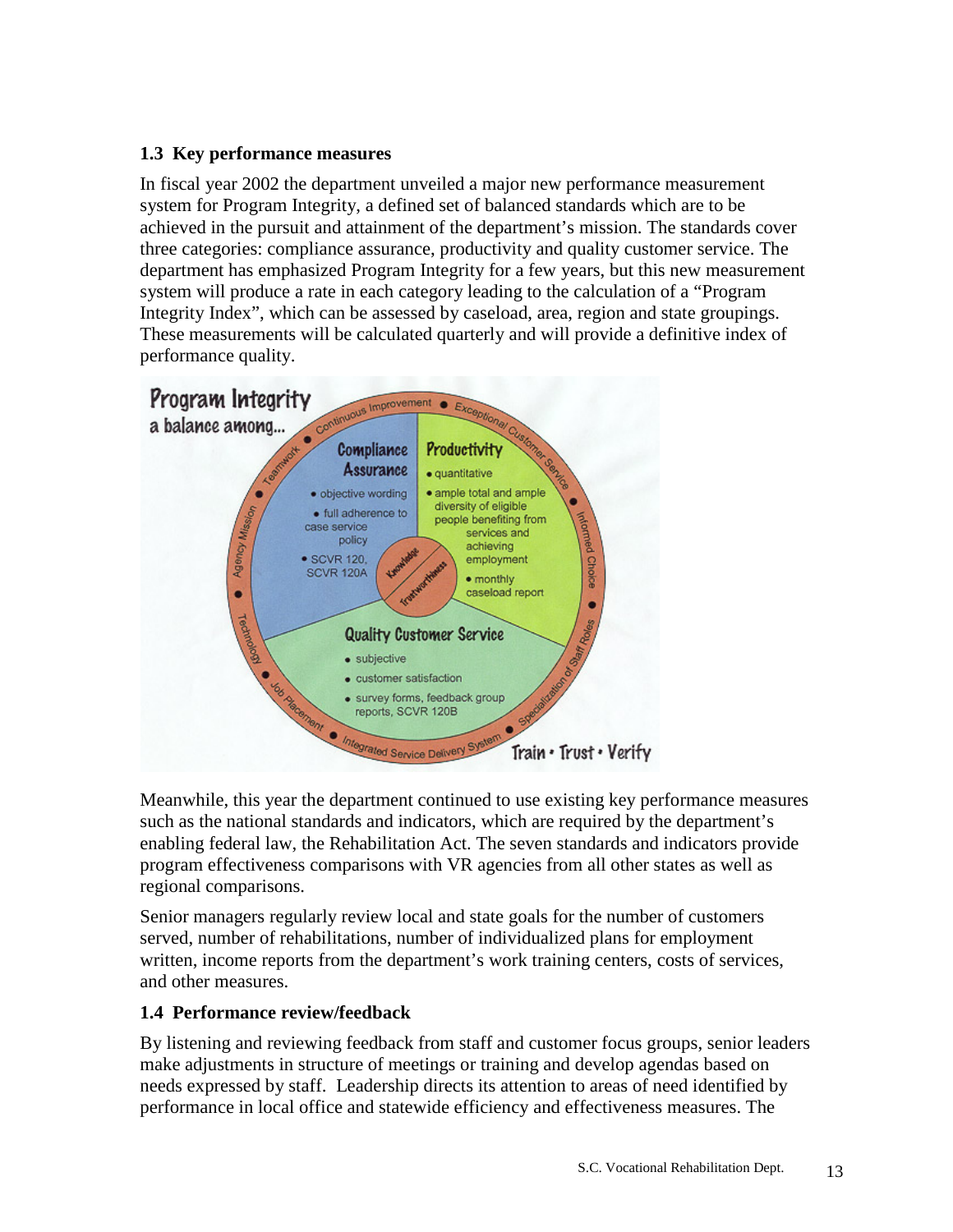### 1.3 Key performance measures

In fiscal year 2002 the department unveiled a major new performance measurement system for Program Integrity, a defined set of balanced standards which are to be achieved in the pursuit and attainment of the department's mission. The standards cover three categories: compliance assurance, productivity and quality customer service. The department has emphasized Program Integrity for a few years, but this new measurement system will produce a rate in each category leading to the calculation of a "Program Integrity Index", which can be assessed by caseload, area, region and state groupings. These measurements will be calculated quarterly and will provide a definitive index of performance quality.

**Program Integrity**
a balance among...

**Compliance Assurance**
- objective wording
- full adherence to case service policy
- SCVR 120, SCVR 120A

**Productivity**
- quantitative
- ample total and ample diversity of eligible people benefiting from services and achieving employment
- monthly caseload report

**Quality Customer Service**
- subjective
- customer satisfaction
- survey forms, feedback group reports, SCVR 120B

Knowledge • Trustworthiness

Continuous Improvement • Exceptional Customer Service • Informed Choice • Specialization of Staff Roles • Integrated Service Delivery System • Job Placement • Technology • Agency Mission • Teamwork

Train • Trust • Verify

Meanwhile, this year the department continued to use existing key performance measures such as the national standards and indicators, which are required by the department's enabling federal law, the Rehabilitation Act. The seven standards and indicators provide program effectiveness comparisons with VR agencies from all other states as well as regional comparisons.

Senior managers regularly review local and state goals for the number of customers served, number of rehabilitations, number of individualized plans for employment written, income reports from the department's work training centers, costs of services, and other measures.

### 1.4 Performance review/feedback

By listening and reviewing feedback from staff and customer focus groups, senior leaders make adjustments in structure of meetings or training and develop agendas based on needs expressed by staff. Leadership directs its attention to areas of need identified by performance in local office and statewide efficiency and effectiveness measures. The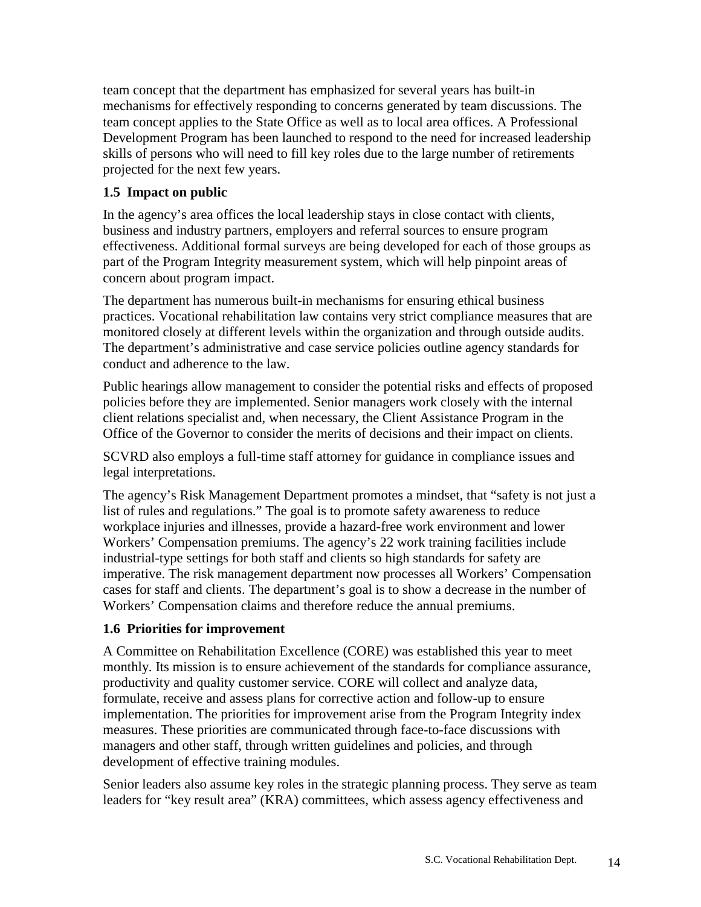team concept that the department has emphasized for several years has built-in mechanisms for effectively responding to concerns generated by team discussions. The team concept applies to the State Office as well as to local area offices. A Professional Development Program has been launched to respond to the need for increased leadership skills of persons who will need to fill key roles due to the large number of retirements projected for the next few years.

### 1.5 Impact on public

In the agency's area offices the local leadership stays in close contact with clients, business and industry partners, employers and referral sources to ensure program effectiveness. Additional formal surveys are being developed for each of those groups as part of the Program Integrity measurement system, which will help pinpoint areas of concern about program impact.

The department has numerous built-in mechanisms for ensuring ethical business practices. Vocational rehabilitation law contains very strict compliance measures that are monitored closely at different levels within the organization and through outside audits. The department's administrative and case service policies outline agency standards for conduct and adherence to the law.

Public hearings allow management to consider the potential risks and effects of proposed policies before they are implemented. Senior managers work closely with the internal client relations specialist and, when necessary, the Client Assistance Program in the Office of the Governor to consider the merits of decisions and their impact on clients.

SCVRD also employs a full-time staff attorney for guidance in compliance issues and legal interpretations.

The agency's Risk Management Department promotes a mindset, that "safety is not just a list of rules and regulations." The goal is to promote safety awareness to reduce workplace injuries and illnesses, provide a hazard-free work environment and lower Workers' Compensation premiums. The agency's 22 work training facilities include industrial-type settings for both staff and clients so high standards for safety are imperative. The risk management department now processes all Workers' Compensation cases for staff and clients. The department's goal is to show a decrease in the number of Workers' Compensation claims and therefore reduce the annual premiums.

### 1.6 Priorities for improvement

A Committee on Rehabilitation Excellence (CORE) was established this year to meet monthly. Its mission is to ensure achievement of the standards for compliance assurance, productivity and quality customer service. CORE will collect and analyze data, formulate, receive and assess plans for corrective action and follow-up to ensure implementation. The priorities for improvement arise from the Program Integrity index measures. These priorities are communicated through face-to-face discussions with managers and other staff, through written guidelines and policies, and through development of effective training modules.

Senior leaders also assume key roles in the strategic planning process. They serve as team leaders for "key result area" (KRA) committees, which assess agency effectiveness and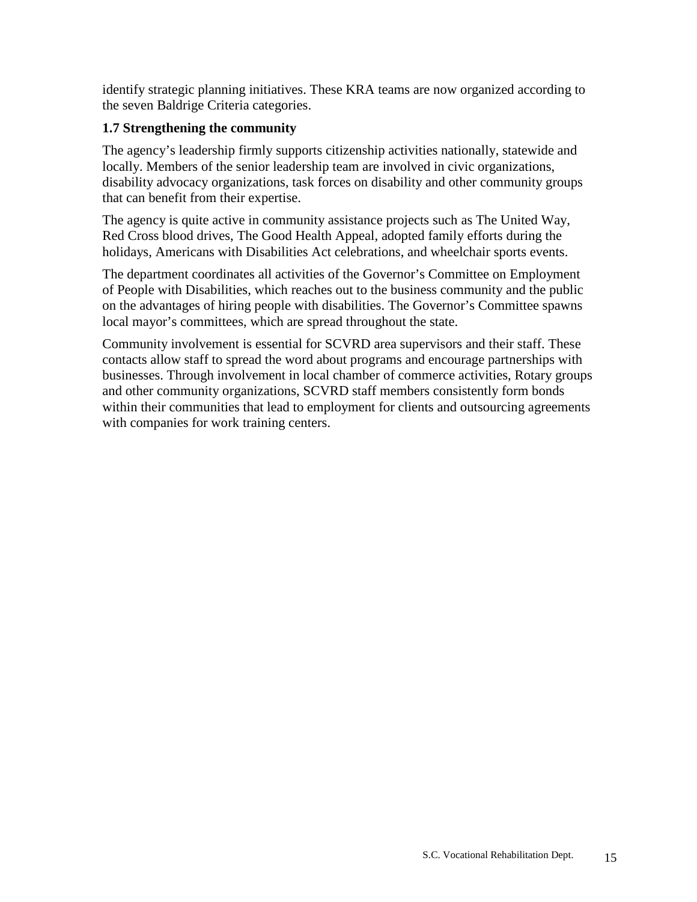identify strategic planning initiatives. These KRA teams are now organized according to the seven Baldrige Criteria categories.

**1.7 Strengthening the community**

The agency's leadership firmly supports citizenship activities nationally, statewide and locally. Members of the senior leadership team are involved in civic organizations, disability advocacy organizations, task forces on disability and other community groups that can benefit from their expertise.

The agency is quite active in community assistance projects such as The United Way, Red Cross blood drives, The Good Health Appeal, adopted family efforts during the holidays, Americans with Disabilities Act celebrations, and wheelchair sports events.

The department coordinates all activities of the Governor's Committee on Employment of People with Disabilities, which reaches out to the business community and the public on the advantages of hiring people with disabilities. The Governor's Committee spawns local mayor's committees, which are spread throughout the state.

Community involvement is essential for SCVRD area supervisors and their staff. These contacts allow staff to spread the word about programs and encourage partnerships with businesses. Through involvement in local chamber of commerce activities, Rotary groups and other community organizations, SCVRD staff members consistently form bonds within their communities that lead to employment for clients and outsourcing agreements with companies for work training centers.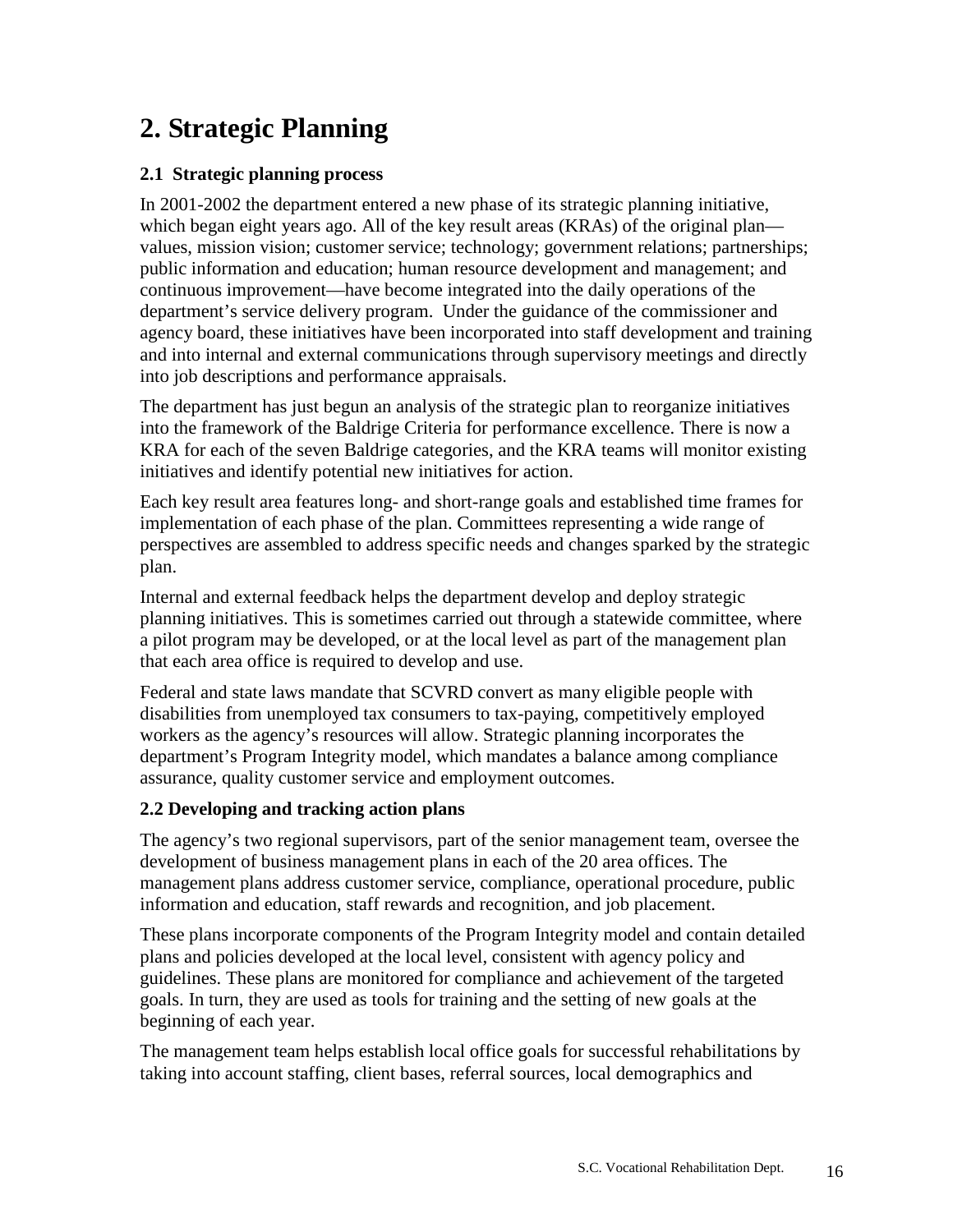# 2. Strategic Planning

### 2.1 Strategic planning process

In 2001-2002 the department entered a new phase of its strategic planning initiative, which began eight years ago. All of the key result areas (KRAs) of the original plan—values, mission vision; customer service; technology; government relations; partnerships; public information and education; human resource development and management; and continuous improvement—have become integrated into the daily operations of the department's service delivery program. Under the guidance of the commissioner and agency board, these initiatives have been incorporated into staff development and training and into internal and external communications through supervisory meetings and directly into job descriptions and performance appraisals.

The department has just begun an analysis of the strategic plan to reorganize initiatives into the framework of the Baldrige Criteria for performance excellence. There is now a KRA for each of the seven Baldrige categories, and the KRA teams will monitor existing initiatives and identify potential new initiatives for action.

Each key result area features long- and short-range goals and established time frames for implementation of each phase of the plan. Committees representing a wide range of perspectives are assembled to address specific needs and changes sparked by the strategic plan.

Internal and external feedback helps the department develop and deploy strategic planning initiatives. This is sometimes carried out through a statewide committee, where a pilot program may be developed, or at the local level as part of the management plan that each area office is required to develop and use.

Federal and state laws mandate that SCVRD convert as many eligible people with disabilities from unemployed tax consumers to tax-paying, competitively employed workers as the agency's resources will allow. Strategic planning incorporates the department's Program Integrity model, which mandates a balance among compliance assurance, quality customer service and employment outcomes.

### 2.2 Developing and tracking action plans

The agency's two regional supervisors, part of the senior management team, oversee the development of business management plans in each of the 20 area offices. The management plans address customer service, compliance, operational procedure, public information and education, staff rewards and recognition, and job placement.

These plans incorporate components of the Program Integrity model and contain detailed plans and policies developed at the local level, consistent with agency policy and guidelines. These plans are monitored for compliance and achievement of the targeted goals. In turn, they are used as tools for training and the setting of new goals at the beginning of each year.

The management team helps establish local office goals for successful rehabilitations by taking into account staffing, client bases, referral sources, local demographics and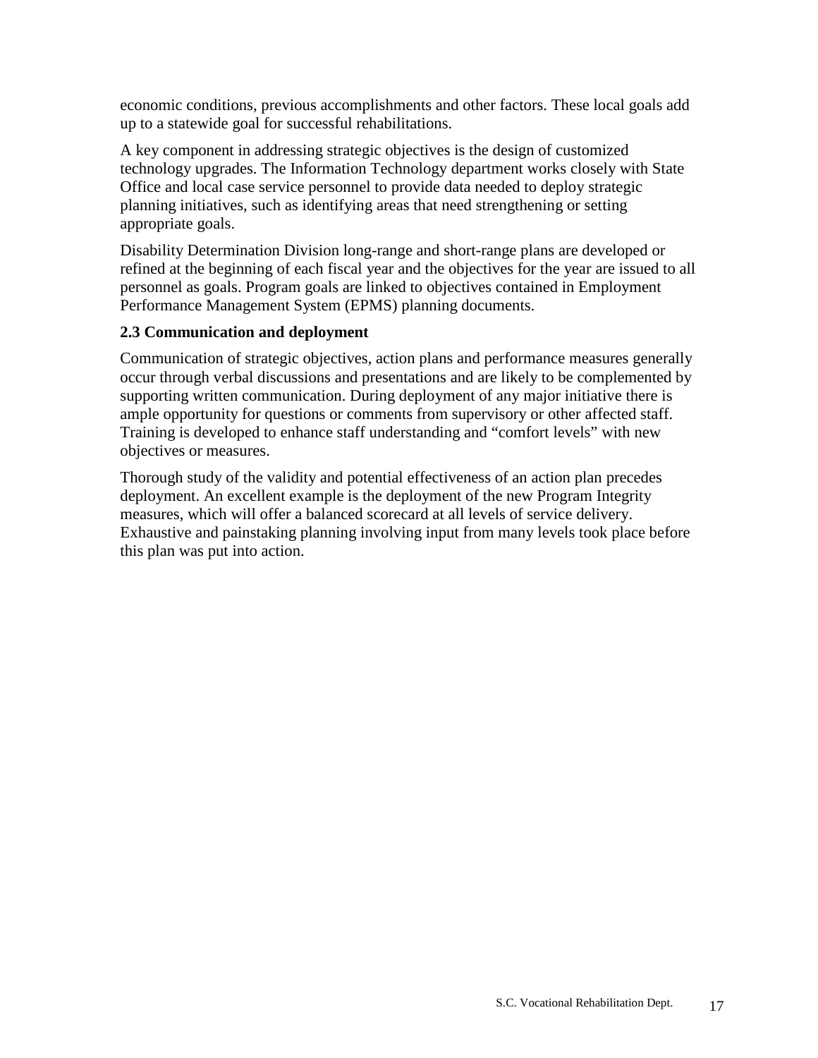economic conditions, previous accomplishments and other factors. These local goals add up to a statewide goal for successful rehabilitations.

A key component in addressing strategic objectives is the design of customized technology upgrades. The Information Technology department works closely with State Office and local case service personnel to provide data needed to deploy strategic planning initiatives, such as identifying areas that need strengthening or setting appropriate goals.

Disability Determination Division long-range and short-range plans are developed or refined at the beginning of each fiscal year and the objectives for the year are issued to all personnel as goals. Program goals are linked to objectives contained in Employment Performance Management System (EPMS) planning documents.

### 2.3 Communication and deployment

Communication of strategic objectives, action plans and performance measures generally occur through verbal discussions and presentations and are likely to be complemented by supporting written communication. During deployment of any major initiative there is ample opportunity for questions or comments from supervisory or other affected staff. Training is developed to enhance staff understanding and "comfort levels" with new objectives or measures.

Thorough study of the validity and potential effectiveness of an action plan precedes deployment. An excellent example is the deployment of the new Program Integrity measures, which will offer a balanced scorecard at all levels of service delivery. Exhaustive and painstaking planning involving input from many levels took place before this plan was put into action.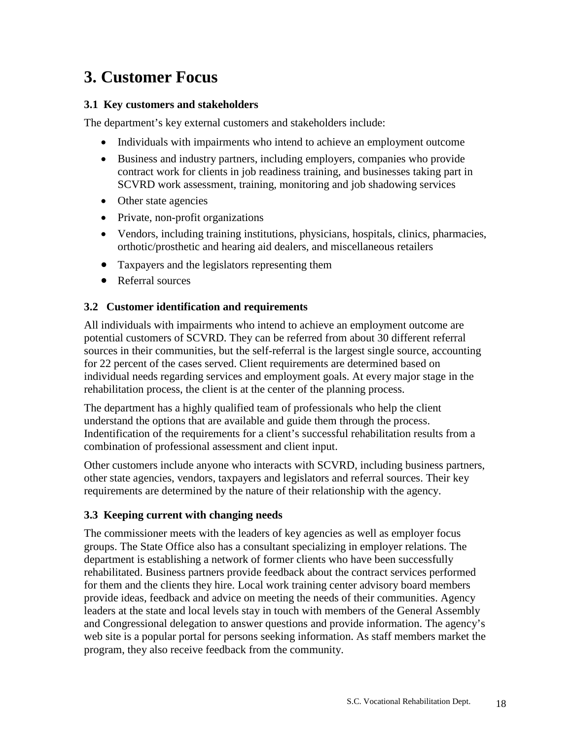# 3. Customer Focus

### 3.1 Key customers and stakeholders

The department's key external customers and stakeholders include:

- Individuals with impairments who intend to achieve an employment outcome
- Business and industry partners, including employers, companies who provide contract work for clients in job readiness training, and businesses taking part in SCVRD work assessment, training, monitoring and job shadowing services
- Other state agencies
- Private, non-profit organizations
- Vendors, including training institutions, physicians, hospitals, clinics, pharmacies, orthotic/prosthetic and hearing aid dealers, and miscellaneous retailers
- Taxpayers and the legislators representing them
- Referral sources

### 3.2 Customer identification and requirements

All individuals with impairments who intend to achieve an employment outcome are potential customers of SCVRD. They can be referred from about 30 different referral sources in their communities, but the self-referral is the largest single source, accounting for 22 percent of the cases served. Client requirements are determined based on individual needs regarding services and employment goals. At every major stage in the rehabilitation process, the client is at the center of the planning process.

The department has a highly qualified team of professionals who help the client understand the options that are available and guide them through the process. Indentification of the requirements for a client's successful rehabilitation results from a combination of professional assessment and client input.

Other customers include anyone who interacts with SCVRD, including business partners, other state agencies, vendors, taxpayers and legislators and referral sources. Their key requirements are determined by the nature of their relationship with the agency.

### 3.3 Keeping current with changing needs

The commissioner meets with the leaders of key agencies as well as employer focus groups. The State Office also has a consultant specializing in employer relations. The department is establishing a network of former clients who have been successfully rehabilitated. Business partners provide feedback about the contract services performed for them and the clients they hire. Local work training center advisory board members provide ideas, feedback and advice on meeting the needs of their communities. Agency leaders at the state and local levels stay in touch with members of the General Assembly and Congressional delegation to answer questions and provide information. The agency's web site is a popular portal for persons seeking information. As staff members market the program, they also receive feedback from the community.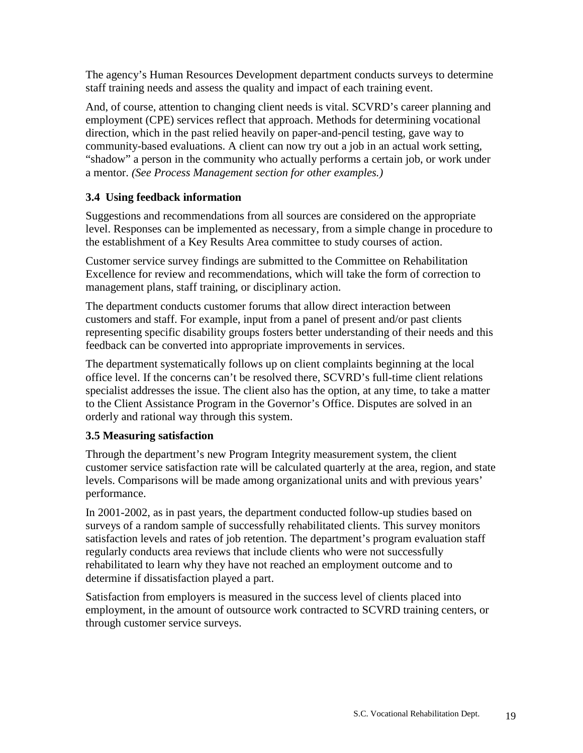The agency's Human Resources Development department conducts surveys to determine staff training needs and assess the quality and impact of each training event.

And, of course, attention to changing client needs is vital. SCVRD's career planning and employment (CPE) services reflect that approach. Methods for determining vocational direction, which in the past relied heavily on paper-and-pencil testing, gave way to community-based evaluations. A client can now try out a job in an actual work setting, "shadow" a person in the community who actually performs a certain job, or work under a mentor. *(See Process Management section for other examples.)*

### 3.4 Using feedback information

Suggestions and recommendations from all sources are considered on the appropriate level. Responses can be implemented as necessary, from a simple change in procedure to the establishment of a Key Results Area committee to study courses of action.

Customer service survey findings are submitted to the Committee on Rehabilitation Excellence for review and recommendations, which will take the form of correction to management plans, staff training, or disciplinary action.

The department conducts customer forums that allow direct interaction between customers and staff. For example, input from a panel of present and/or past clients representing specific disability groups fosters better understanding of their needs and this feedback can be converted into appropriate improvements in services.

The department systematically follows up on client complaints beginning at the local office level. If the concerns can't be resolved there, SCVRD's full-time client relations specialist addresses the issue. The client also has the option, at any time, to take a matter to the Client Assistance Program in the Governor's Office. Disputes are solved in an orderly and rational way through this system.

### 3.5 Measuring satisfaction

Through the department's new Program Integrity measurement system, the client customer service satisfaction rate will be calculated quarterly at the area, region, and state levels. Comparisons will be made among organizational units and with previous years' performance.

In 2001-2002, as in past years, the department conducted follow-up studies based on surveys of a random sample of successfully rehabilitated clients. This survey monitors satisfaction levels and rates of job retention. The department's program evaluation staff regularly conducts area reviews that include clients who were not successfully rehabilitated to learn why they have not reached an employment outcome and to determine if dissatisfaction played a part.

Satisfaction from employers is measured in the success level of clients placed into employment, in the amount of outsource work contracted to SCVRD training centers, or through customer service surveys.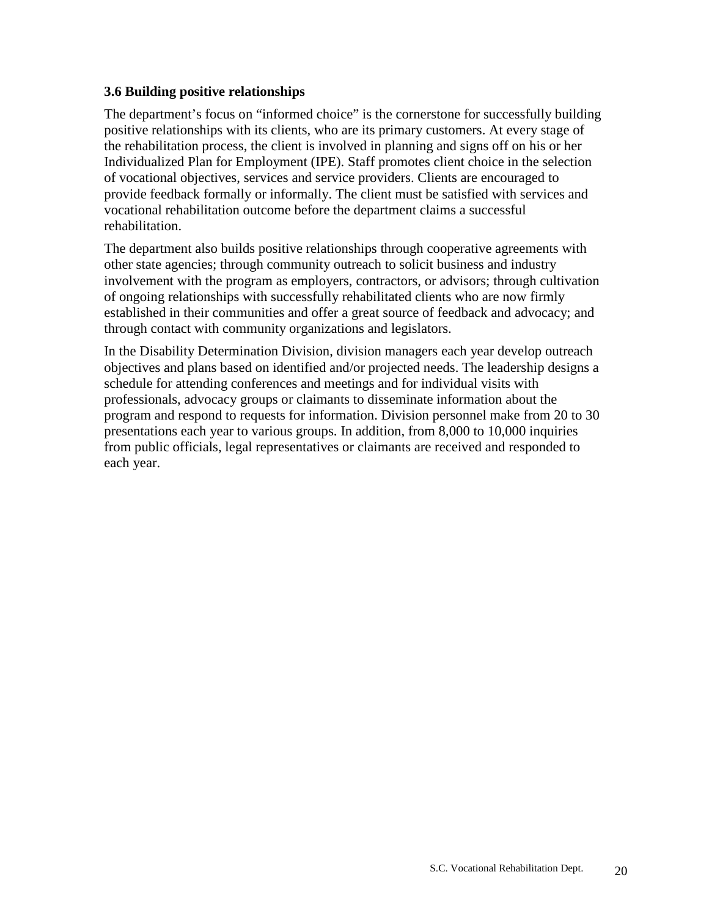### 3.6 Building positive relationships

The department's focus on "informed choice" is the cornerstone for successfully building positive relationships with its clients, who are its primary customers. At every stage of the rehabilitation process, the client is involved in planning and signs off on his or her Individualized Plan for Employment (IPE). Staff promotes client choice in the selection of vocational objectives, services and service providers. Clients are encouraged to provide feedback formally or informally. The client must be satisfied with services and vocational rehabilitation outcome before the department claims a successful rehabilitation.

The department also builds positive relationships through cooperative agreements with other state agencies; through community outreach to solicit business and industry involvement with the program as employers, contractors, or advisors; through cultivation of ongoing relationships with successfully rehabilitated clients who are now firmly established in their communities and offer a great source of feedback and advocacy; and through contact with community organizations and legislators.

In the Disability Determination Division, division managers each year develop outreach objectives and plans based on identified and/or projected needs. The leadership designs a schedule for attending conferences and meetings and for individual visits with professionals, advocacy groups or claimants to disseminate information about the program and respond to requests for information. Division personnel make from 20 to 30 presentations each year to various groups. In addition, from 8,000 to 10,000 inquiries from public officials, legal representatives or claimants are received and responded to each year.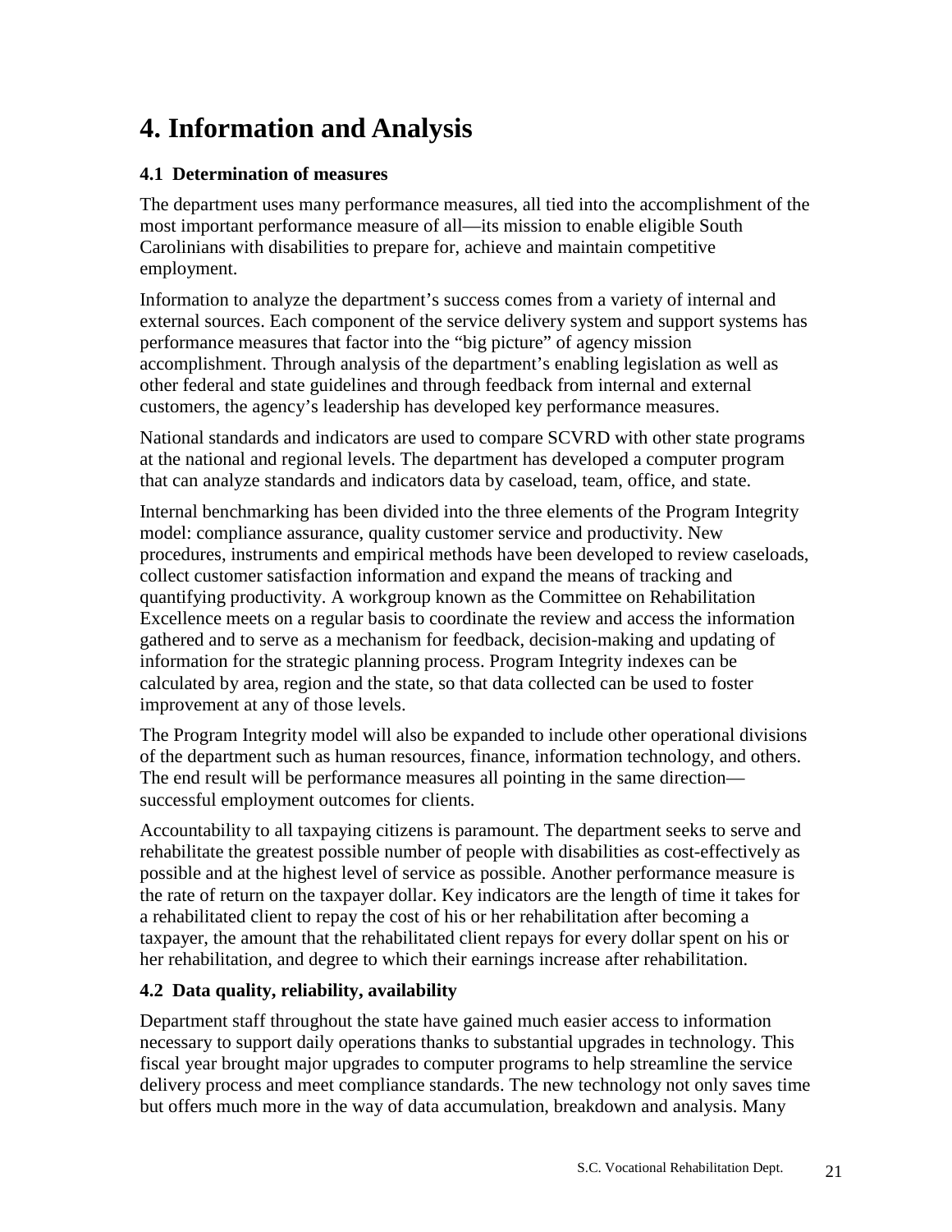# 4. Information and Analysis

### 4.1 Determination of measures

The department uses many performance measures, all tied into the accomplishment of the most important performance measure of all—its mission to enable eligible South Carolinians with disabilities to prepare for, achieve and maintain competitive employment.

Information to analyze the department's success comes from a variety of internal and external sources. Each component of the service delivery system and support systems has performance measures that factor into the "big picture" of agency mission accomplishment. Through analysis of the department's enabling legislation as well as other federal and state guidelines and through feedback from internal and external customers, the agency's leadership has developed key performance measures.

National standards and indicators are used to compare SCVRD with other state programs at the national and regional levels. The department has developed a computer program that can analyze standards and indicators data by caseload, team, office, and state.

Internal benchmarking has been divided into the three elements of the Program Integrity model: compliance assurance, quality customer service and productivity. New procedures, instruments and empirical methods have been developed to review caseloads, collect customer satisfaction information and expand the means of tracking and quantifying productivity. A workgroup known as the Committee on Rehabilitation Excellence meets on a regular basis to coordinate the review and access the information gathered and to serve as a mechanism for feedback, decision-making and updating of information for the strategic planning process. Program Integrity indexes can be calculated by area, region and the state, so that data collected can be used to foster improvement at any of those levels.

The Program Integrity model will also be expanded to include other operational divisions of the department such as human resources, finance, information technology, and others. The end result will be performance measures all pointing in the same direction—successful employment outcomes for clients.

Accountability to all taxpaying citizens is paramount. The department seeks to serve and rehabilitate the greatest possible number of people with disabilities as cost-effectively as possible and at the highest level of service as possible. Another performance measure is the rate of return on the taxpayer dollar. Key indicators are the length of time it takes for a rehabilitated client to repay the cost of his or her rehabilitation after becoming a taxpayer, the amount that the rehabilitated client repays for every dollar spent on his or her rehabilitation, and degree to which their earnings increase after rehabilitation.

### 4.2 Data quality, reliability, availability

Department staff throughout the state have gained much easier access to information necessary to support daily operations thanks to substantial upgrades in technology. This fiscal year brought major upgrades to computer programs to help streamline the service delivery process and meet compliance standards. The new technology not only saves time but offers much more in the way of data accumulation, breakdown and analysis. Many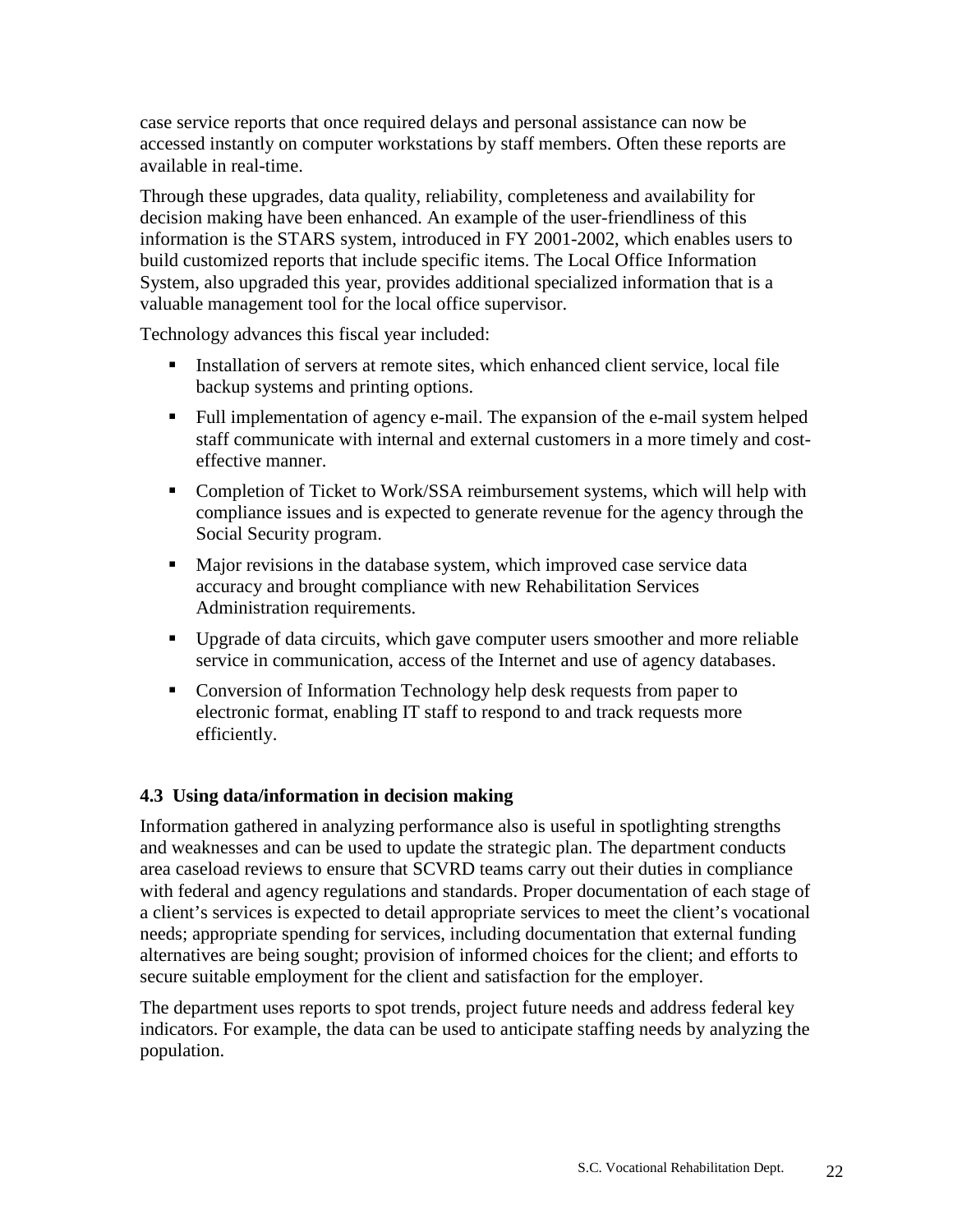case service reports that once required delays and personal assistance can now be accessed instantly on computer workstations by staff members. Often these reports are available in real-time.

Through these upgrades, data quality, reliability, completeness and availability for decision making have been enhanced. An example of the user-friendliness of this information is the STARS system, introduced in FY 2001-2002, which enables users to build customized reports that include specific items. The Local Office Information System, also upgraded this year, provides additional specialized information that is a valuable management tool for the local office supervisor.

Technology advances this fiscal year included:

- Installation of servers at remote sites, which enhanced client service, local file backup systems and printing options.
- Full implementation of agency e-mail. The expansion of the e-mail system helped staff communicate with internal and external customers in a more timely and cost-effective manner.
- Completion of Ticket to Work/SSA reimbursement systems, which will help with compliance issues and is expected to generate revenue for the agency through the Social Security program.
- Major revisions in the database system, which improved case service data accuracy and brought compliance with new Rehabilitation Services Administration requirements.
- Upgrade of data circuits, which gave computer users smoother and more reliable service in communication, access of the Internet and use of agency databases.
- Conversion of Information Technology help desk requests from paper to electronic format, enabling IT staff to respond to and track requests more efficiently.

### 4.3 Using data/information in decision making

Information gathered in analyzing performance also is useful in spotlighting strengths and weaknesses and can be used to update the strategic plan. The department conducts area caseload reviews to ensure that SCVRD teams carry out their duties in compliance with federal and agency regulations and standards. Proper documentation of each stage of a client's services is expected to detail appropriate services to meet the client's vocational needs; appropriate spending for services, including documentation that external funding alternatives are being sought; provision of informed choices for the client; and efforts to secure suitable employment for the client and satisfaction for the employer.

The department uses reports to spot trends, project future needs and address federal key indicators. For example, the data can be used to anticipate staffing needs by analyzing the population.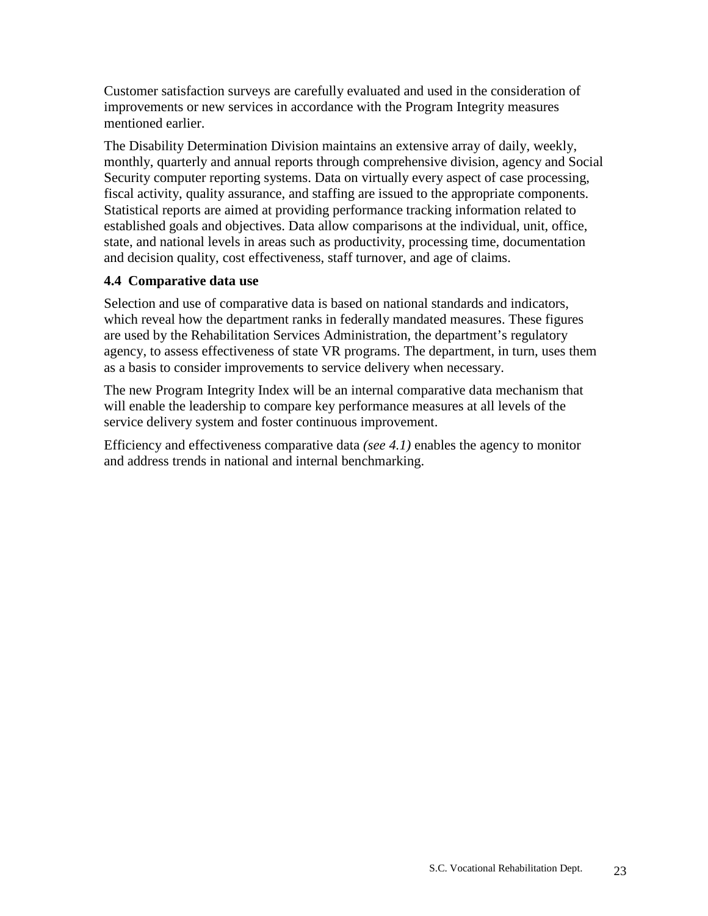Customer satisfaction surveys are carefully evaluated and used in the consideration of improvements or new services in accordance with the Program Integrity measures mentioned earlier.

The Disability Determination Division maintains an extensive array of daily, weekly, monthly, quarterly and annual reports through comprehensive division, agency and Social Security computer reporting systems. Data on virtually every aspect of case processing, fiscal activity, quality assurance, and staffing are issued to the appropriate components. Statistical reports are aimed at providing performance tracking information related to established goals and objectives. Data allow comparisons at the individual, unit, office, state, and national levels in areas such as productivity, processing time, documentation and decision quality, cost effectiveness, staff turnover, and age of claims.

### 4.4 Comparative data use

Selection and use of comparative data is based on national standards and indicators, which reveal how the department ranks in federally mandated measures. These figures are used by the Rehabilitation Services Administration, the department's regulatory agency, to assess effectiveness of state VR programs. The department, in turn, uses them as a basis to consider improvements to service delivery when necessary.

The new Program Integrity Index will be an internal comparative data mechanism that will enable the leadership to compare key performance measures at all levels of the service delivery system and foster continuous improvement.

Efficiency and effectiveness comparative data *(see 4.1)* enables the agency to monitor and address trends in national and internal benchmarking.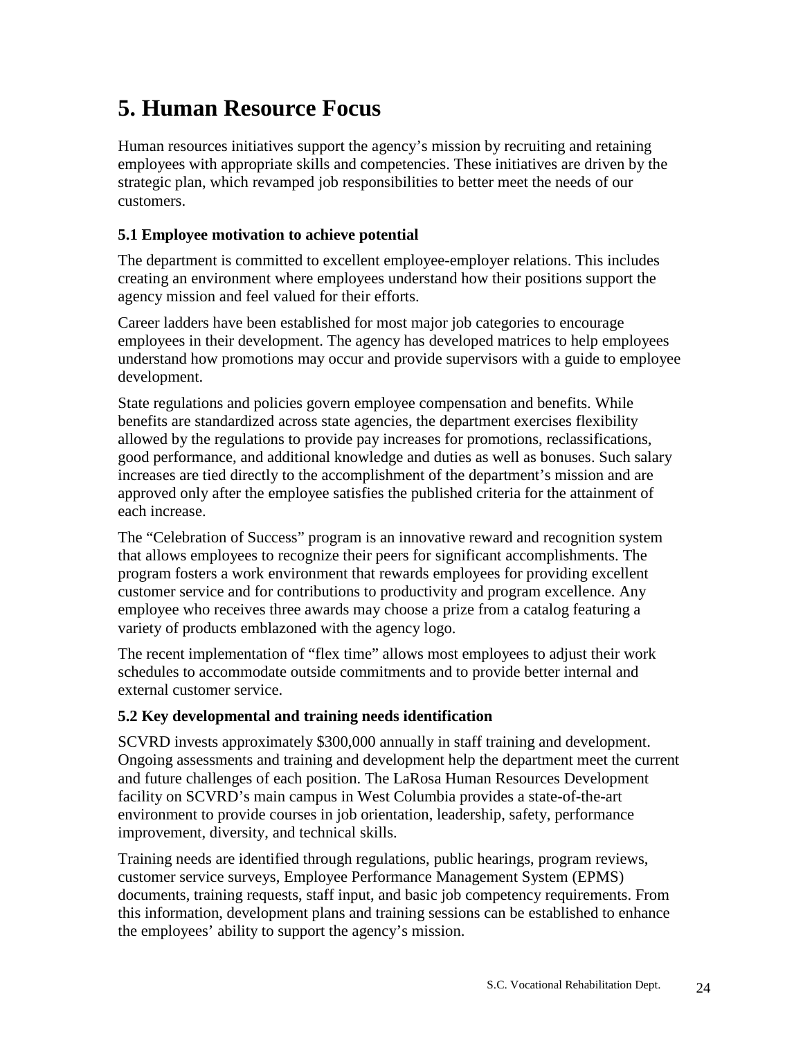# 5. Human Resource Focus

Human resources initiatives support the agency's mission by recruiting and retaining employees with appropriate skills and competencies. These initiatives are driven by the strategic plan, which revamped job responsibilities to better meet the needs of our customers.

### 5.1 Employee motivation to achieve potential

The department is committed to excellent employee-employer relations. This includes creating an environment where employees understand how their positions support the agency mission and feel valued for their efforts.

Career ladders have been established for most major job categories to encourage employees in their development. The agency has developed matrices to help employees understand how promotions may occur and provide supervisors with a guide to employee development.

State regulations and policies govern employee compensation and benefits. While benefits are standardized across state agencies, the department exercises flexibility allowed by the regulations to provide pay increases for promotions, reclassifications, good performance, and additional knowledge and duties as well as bonuses. Such salary increases are tied directly to the accomplishment of the department's mission and are approved only after the employee satisfies the published criteria for the attainment of each increase.

The "Celebration of Success" program is an innovative reward and recognition system that allows employees to recognize their peers for significant accomplishments. The program fosters a work environment that rewards employees for providing excellent customer service and for contributions to productivity and program excellence. Any employee who receives three awards may choose a prize from a catalog featuring a variety of products emblazoned with the agency logo.

The recent implementation of "flex time" allows most employees to adjust their work schedules to accommodate outside commitments and to provide better internal and external customer service.

### 5.2 Key developmental and training needs identification

SCVRD invests approximately $300,000 annually in staff training and development. Ongoing assessments and training and development help the department meet the current and future challenges of each position. The LaRosa Human Resources Development facility on SCVRD's main campus in West Columbia provides a state-of-the-art environment to provide courses in job orientation, leadership, safety, performance improvement, diversity, and technical skills.

Training needs are identified through regulations, public hearings, program reviews, customer service surveys, Employee Performance Management System (EPMS) documents, training requests, staff input, and basic job competency requirements. From this information, development plans and training sessions can be established to enhance the employees' ability to support the agency's mission.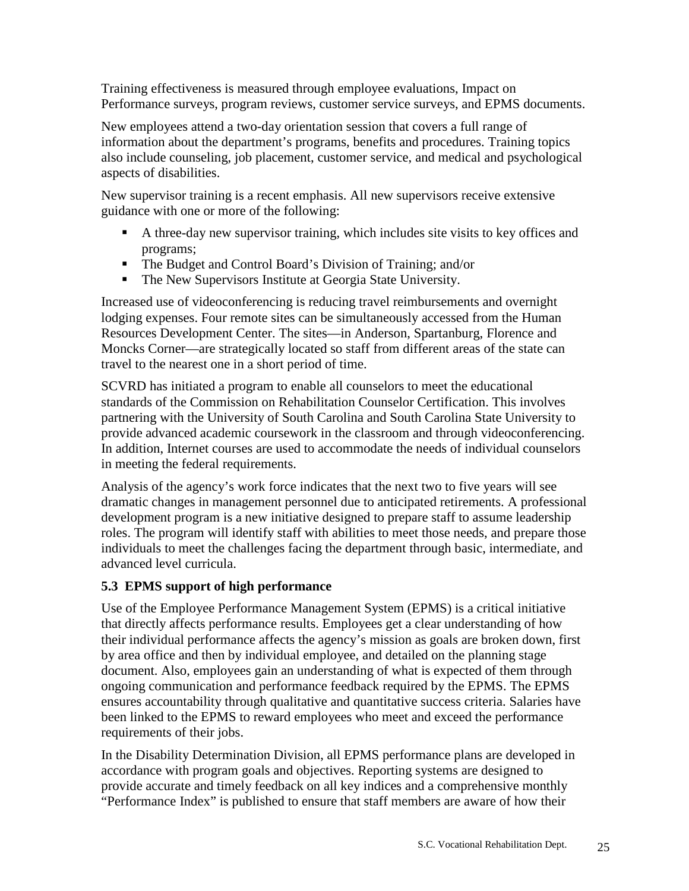Training effectiveness is measured through employee evaluations, Impact on Performance surveys, program reviews, customer service surveys, and EPMS documents.

New employees attend a two-day orientation session that covers a full range of information about the department's programs, benefits and procedures. Training topics also include counseling, job placement, customer service, and medical and psychological aspects of disabilities.

New supervisor training is a recent emphasis. All new supervisors receive extensive guidance with one or more of the following:

- A three-day new supervisor training, which includes site visits to key offices and programs;
- The Budget and Control Board's Division of Training; and/or
- The New Supervisors Institute at Georgia State University.

Increased use of videoconferencing is reducing travel reimbursements and overnight lodging expenses. Four remote sites can be simultaneously accessed from the Human Resources Development Center. The sites—in Anderson, Spartanburg, Florence and Moncks Corner—are strategically located so staff from different areas of the state can travel to the nearest one in a short period of time.

SCVRD has initiated a program to enable all counselors to meet the educational standards of the Commission on Rehabilitation Counselor Certification. This involves partnering with the University of South Carolina and South Carolina State University to provide advanced academic coursework in the classroom and through videoconferencing. In addition, Internet courses are used to accommodate the needs of individual counselors in meeting the federal requirements.

Analysis of the agency's work force indicates that the next two to five years will see dramatic changes in management personnel due to anticipated retirements. A professional development program is a new initiative designed to prepare staff to assume leadership roles. The program will identify staff with abilities to meet those needs, and prepare those individuals to meet the challenges facing the department through basic, intermediate, and advanced level curricula.

### 5.3 EPMS support of high performance

Use of the Employee Performance Management System (EPMS) is a critical initiative that directly affects performance results. Employees get a clear understanding of how their individual performance affects the agency's mission as goals are broken down, first by area office and then by individual employee, and detailed on the planning stage document. Also, employees gain an understanding of what is expected of them through ongoing communication and performance feedback required by the EPMS. The EPMS ensures accountability through qualitative and quantitative success criteria. Salaries have been linked to the EPMS to reward employees who meet and exceed the performance requirements of their jobs.

In the Disability Determination Division, all EPMS performance plans are developed in accordance with program goals and objectives. Reporting systems are designed to provide accurate and timely feedback on all key indices and a comprehensive monthly "Performance Index" is published to ensure that staff members are aware of how their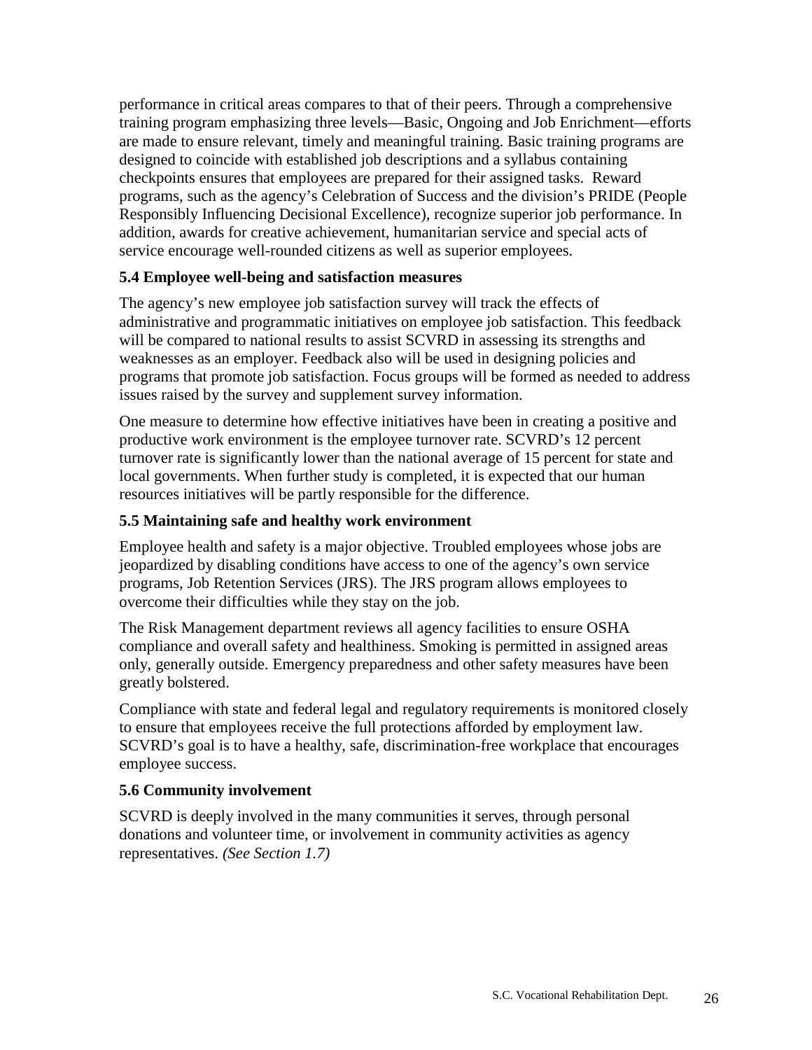performance in critical areas compares to that of their peers. Through a comprehensive training program emphasizing three levels—Basic, Ongoing and Job Enrichment—efforts are made to ensure relevant, timely and meaningful training. Basic training programs are designed to coincide with established job descriptions and a syllabus containing checkpoints ensures that employees are prepared for their assigned tasks. Reward programs, such as the agency's Celebration of Success and the division's PRIDE (People Responsibly Influencing Decisional Excellence), recognize superior job performance. In addition, awards for creative achievement, humanitarian service and special acts of service encourage well-rounded citizens as well as superior employees.

**5.4 Employee well-being and satisfaction measures**

The agency's new employee job satisfaction survey will track the effects of administrative and programmatic initiatives on employee job satisfaction. This feedback will be compared to national results to assist SCVRD in assessing its strengths and weaknesses as an employer. Feedback also will be used in designing policies and programs that promote job satisfaction. Focus groups will be formed as needed to address issues raised by the survey and supplement survey information.

One measure to determine how effective initiatives have been in creating a positive and productive work environment is the employee turnover rate. SCVRD's 12 percent turnover rate is significantly lower than the national average of 15 percent for state and local governments. When further study is completed, it is expected that our human resources initiatives will be partly responsible for the difference.

**5.5 Maintaining safe and healthy work environment**

Employee health and safety is a major objective. Troubled employees whose jobs are jeopardized by disabling conditions have access to one of the agency's own service programs, Job Retention Services (JRS). The JRS program allows employees to overcome their difficulties while they stay on the job.

The Risk Management department reviews all agency facilities to ensure OSHA compliance and overall safety and healthiness. Smoking is permitted in assigned areas only, generally outside. Emergency preparedness and other safety measures have been greatly bolstered.

Compliance with state and federal legal and regulatory requirements is monitored closely to ensure that employees receive the full protections afforded by employment law. SCVRD's goal is to have a healthy, safe, discrimination-free workplace that encourages employee success.

**5.6 Community involvement**

SCVRD is deeply involved in the many communities it serves, through personal donations and volunteer time, or involvement in community activities as agency representatives. *(See Section 1.7)*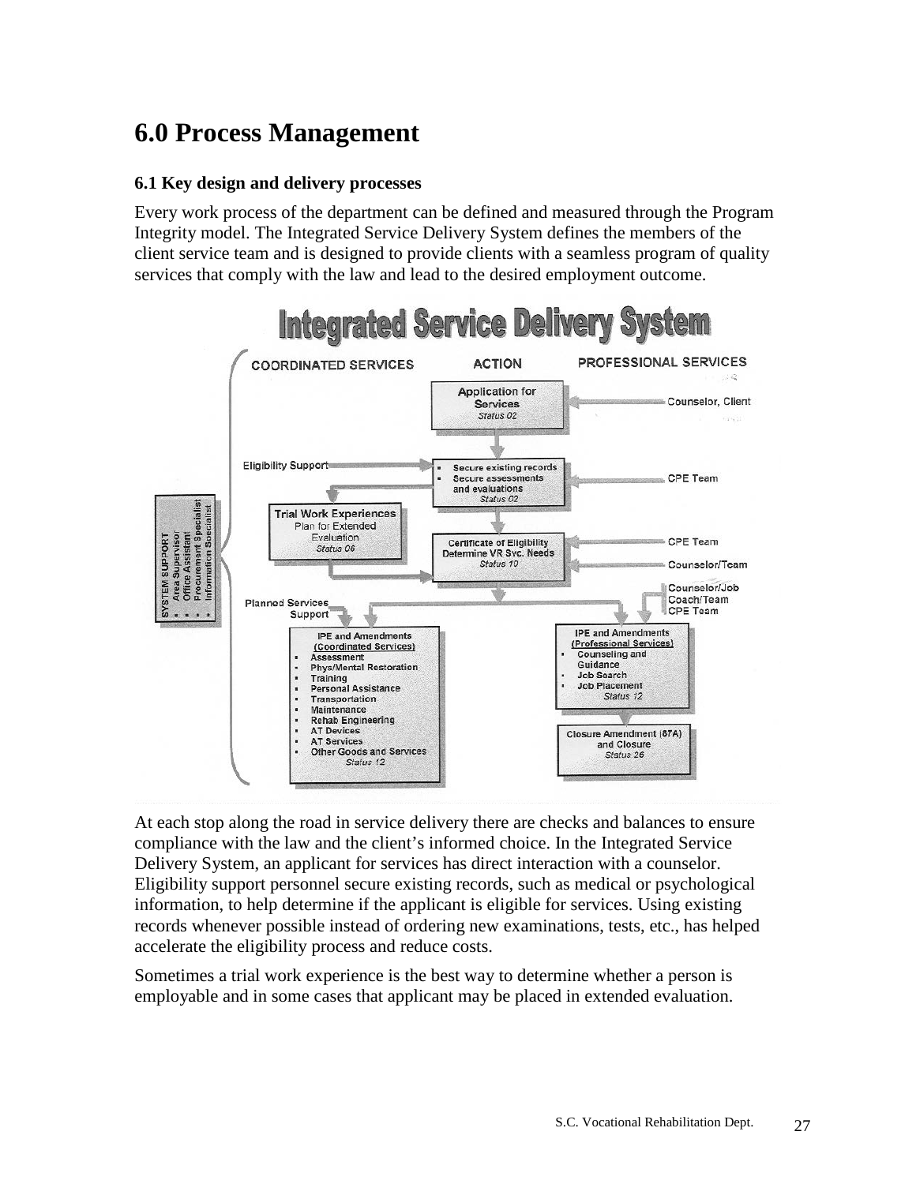# 6.0 Process Management

### 6.1 Key design and delivery processes

Every work process of the department can be defined and measured through the Program Integrity model. The Integrated Service Delivery System defines the members of the client service team and is designed to provide clients with a seamless program of quality services that comply with the law and lead to the desired employment outcome.

**Integrated Service Delivery System**

COORDINATED SERVICES | ACTION | PROFESSIONAL SERVICES

SYSTEM SUPPORT
- Area Supervisor
- Office Assistant
- Procurement Specialist
- Information Specialist

**Application for Services**
*Status 02*
— Counselor, Client

Eligibility Support →
- Secure existing records
- Secure assessments and evaluations

*Status 02*
— CPE Team

**Trial Work Experiences**
Plan for Extended Evaluation
*Status 06*

**Certificate of Eligibility**
**Determine VR Svc. Needs**
*Status 10*
— CPE Team
— Counselor/Team

Planned Services Support
— Counselor/Job Coach/Team
— CPE Team

**IPE and Amendments (Coordinated Services)**
- Assessment
- Phys/Mental Restoration
- Training
- Personal Assistance
- Transportation
- Maintenance
- Rehab Engineering
- AT Devices
- AT Services
- Other Goods and Services

*Status 12*

**IPE and Amendments (Professional Services)**
- Counseling and Guidance
- Job Search
- Job Placement

*Status 12*

**Closure Amendment (87A) and Closure**
*Status 26*

At each stop along the road in service delivery there are checks and balances to ensure compliance with the law and the client's informed choice. In the Integrated Service Delivery System, an applicant for services has direct interaction with a counselor. Eligibility support personnel secure existing records, such as medical or psychological information, to help determine if the applicant is eligible for services. Using existing records whenever possible instead of ordering new examinations, tests, etc., has helped accelerate the eligibility process and reduce costs.

Sometimes a trial work experience is the best way to determine whether a person is employable and in some cases that applicant may be placed in extended evaluation.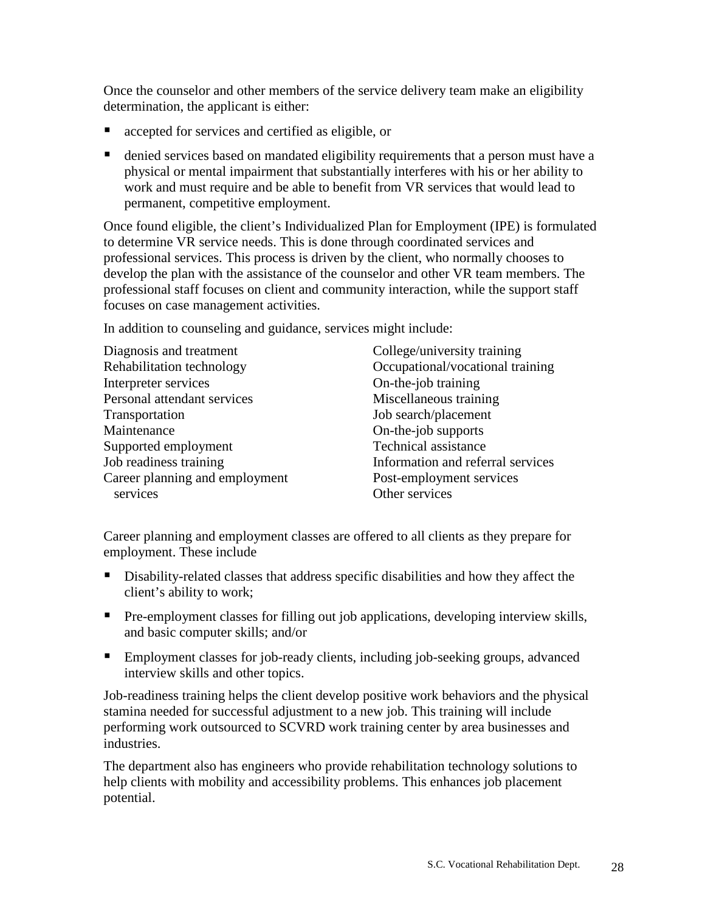Once the counselor and other members of the service delivery team make an eligibility determination, the applicant is either:

- accepted for services and certified as eligible, or
- denied services based on mandated eligibility requirements that a person must have a physical or mental impairment that substantially interferes with his or her ability to work and must require and be able to benefit from VR services that would lead to permanent, competitive employment.

Once found eligible, the client's Individualized Plan for Employment (IPE) is formulated to determine VR service needs. This is done through coordinated services and professional services. This process is driven by the client, who normally chooses to develop the plan with the assistance of the counselor and other VR team members. The professional staff focuses on client and community interaction, while the support staff focuses on case management activities.

In addition to counseling and guidance, services might include:

- Diagnosis and treatment
- Rehabilitation technology
- Interpreter services
- Personal attendant services
- Transportation
- Maintenance
- Supported employment
- Job readiness training
- Career planning and employment services
- College/university training
- Occupational/vocational training
- On-the-job training
- Miscellaneous training
- Job search/placement
- On-the-job supports
- Technical assistance
- Information and referral services
- Post-employment services
- Other services

Career planning and employment classes are offered to all clients as they prepare for employment. These include

- Disability-related classes that address specific disabilities and how they affect the client's ability to work;
- Pre-employment classes for filling out job applications, developing interview skills, and basic computer skills; and/or
- Employment classes for job-ready clients, including job-seeking groups, advanced interview skills and other topics.

Job-readiness training helps the client develop positive work behaviors and the physical stamina needed for successful adjustment to a new job. This training will include performing work outsourced to SCVRD work training center by area businesses and industries.

The department also has engineers who provide rehabilitation technology solutions to help clients with mobility and accessibility problems. This enhances job placement potential.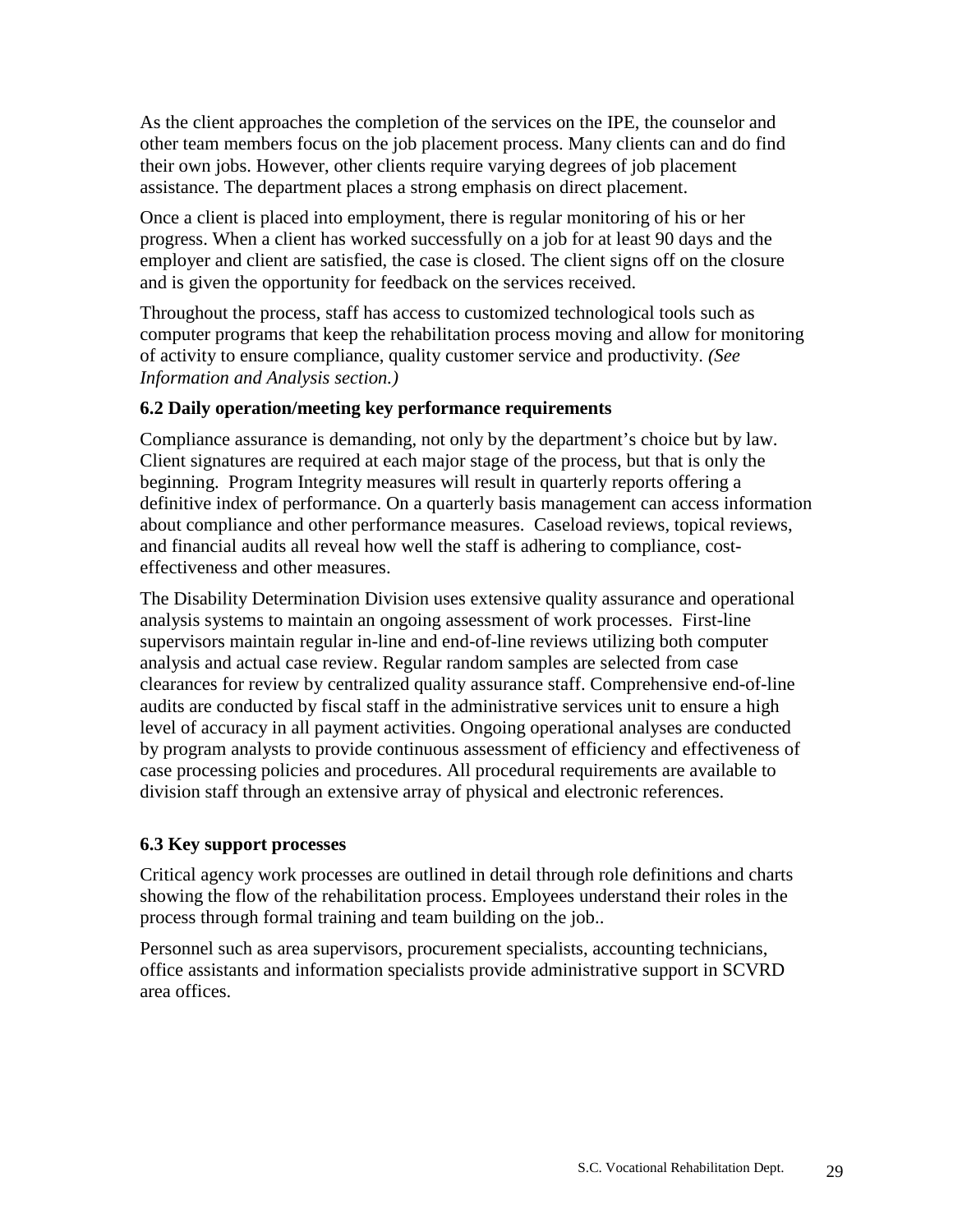As the client approaches the completion of the services on the IPE, the counselor and other team members focus on the job placement process. Many clients can and do find their own jobs. However, other clients require varying degrees of job placement assistance. The department places a strong emphasis on direct placement.

Once a client is placed into employment, there is regular monitoring of his or her progress. When a client has worked successfully on a job for at least 90 days and the employer and client are satisfied, the case is closed. The client signs off on the closure and is given the opportunity for feedback on the services received.

Throughout the process, staff has access to customized technological tools such as computer programs that keep the rehabilitation process moving and allow for monitoring of activity to ensure compliance, quality customer service and productivity. *(See Information and Analysis section.)*

### 6.2 Daily operation/meeting key performance requirements

Compliance assurance is demanding, not only by the department's choice but by law. Client signatures are required at each major stage of the process, but that is only the beginning. Program Integrity measures will result in quarterly reports offering a definitive index of performance. On a quarterly basis management can access information about compliance and other performance measures. Caseload reviews, topical reviews, and financial audits all reveal how well the staff is adhering to compliance, cost-effectiveness and other measures.

The Disability Determination Division uses extensive quality assurance and operational analysis systems to maintain an ongoing assessment of work processes. First-line supervisors maintain regular in-line and end-of-line reviews utilizing both computer analysis and actual case review. Regular random samples are selected from case clearances for review by centralized quality assurance staff. Comprehensive end-of-line audits are conducted by fiscal staff in the administrative services unit to ensure a high level of accuracy in all payment activities. Ongoing operational analyses are conducted by program analysts to provide continuous assessment of efficiency and effectiveness of case processing policies and procedures. All procedural requirements are available to division staff through an extensive array of physical and electronic references.

### 6.3 Key support processes

Critical agency work processes are outlined in detail through role definitions and charts showing the flow of the rehabilitation process. Employees understand their roles in the process through formal training and team building on the job..

Personnel such as area supervisors, procurement specialists, accounting technicians, office assistants and information specialists provide administrative support in SCVRD area offices.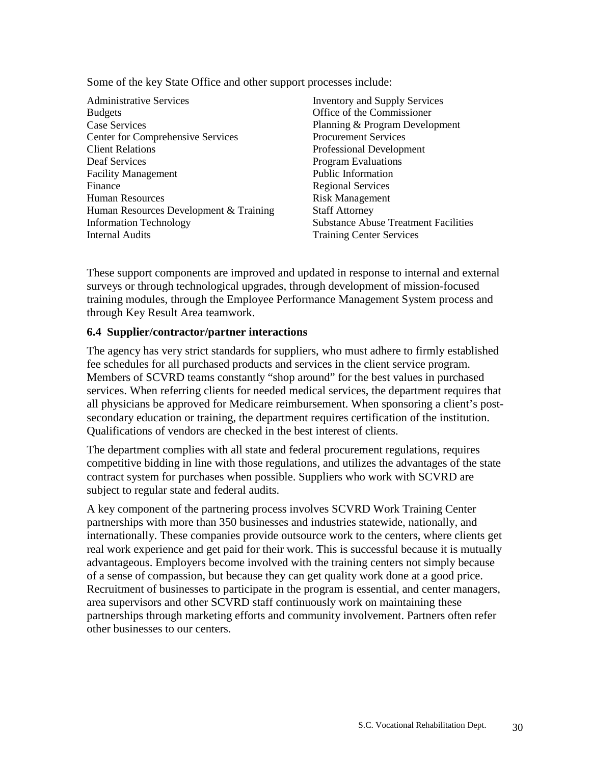Some of the key State Office and other support processes include:

- Administrative Services
- Budgets
- Case Services
- Center for Comprehensive Services
- Client Relations
- Deaf Services
- Facility Management
- Finance
- Human Resources
- Human Resources Development & Training
- Information Technology
- Internal Audits
- Inventory and Supply Services
- Office of the Commissioner
- Planning & Program Development
- Procurement Services
- Professional Development
- Program Evaluations
- Public Information
- Regional Services
- Risk Management
- Staff Attorney
- Substance Abuse Treatment Facilities
- Training Center Services

These support components are improved and updated in response to internal and external surveys or through technological upgrades, through development of mission-focused training modules, through the Employee Performance Management System process and through Key Result Area teamwork.

### 6.4 Supplier/contractor/partner interactions

The agency has very strict standards for suppliers, who must adhere to firmly established fee schedules for all purchased products and services in the client service program. Members of SCVRD teams constantly "shop around" for the best values in purchased services. When referring clients for needed medical services, the department requires that all physicians be approved for Medicare reimbursement. When sponsoring a client's post-secondary education or training, the department requires certification of the institution. Qualifications of vendors are checked in the best interest of clients.

The department complies with all state and federal procurement regulations, requires competitive bidding in line with those regulations, and utilizes the advantages of the state contract system for purchases when possible. Suppliers who work with SCVRD are subject to regular state and federal audits.

A key component of the partnering process involves SCVRD Work Training Center partnerships with more than 350 businesses and industries statewide, nationally, and internationally. These companies provide outsource work to the centers, where clients get real work experience and get paid for their work. This is successful because it is mutually advantageous. Employers become involved with the training centers not simply because of a sense of compassion, but because they can get quality work done at a good price. Recruitment of businesses to participate in the program is essential, and center managers, area supervisors and other SCVRD staff continuously work on maintaining these partnerships through marketing efforts and community involvement. Partners often refer other businesses to our centers.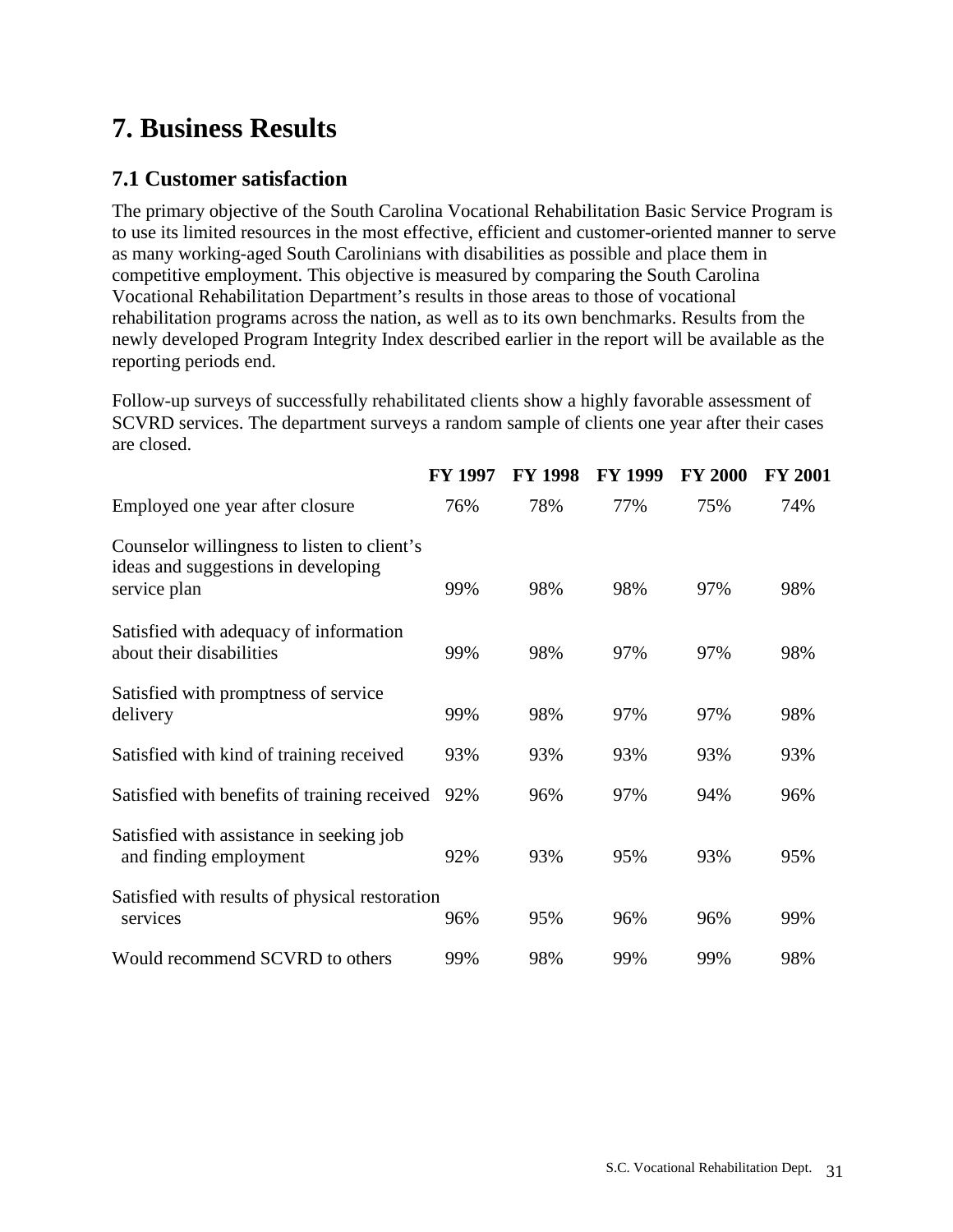# 7. Business Results

## 7.1 Customer satisfaction

The primary objective of the South Carolina Vocational Rehabilitation Basic Service Program is to use its limited resources in the most effective, efficient and customer-oriented manner to serve as many working-aged South Carolinians with disabilities as possible and place them in competitive employment. This objective is measured by comparing the South Carolina Vocational Rehabilitation Department's results in those areas to those of vocational rehabilitation programs across the nation, as well as to its own benchmarks. Results from the newly developed Program Integrity Index described earlier in the report will be available as the reporting periods end.

Follow-up surveys of successfully rehabilitated clients show a highly favorable assessment of SCVRD services. The department surveys a random sample of clients one year after their cases are closed.

| | FY 1997 | FY 1998 | FY 1999 | FY 2000 | FY 2001 |
|---|---|---|---|---|---|
| Employed one year after closure | 76% | 78% | 77% | 75% | 74% |
| Counselor willingness to listen to client's ideas and suggestions in developing service plan | 99% | 98% | 98% | 97% | 98% |
| Satisfied with adequacy of information about their disabilities | 99% | 98% | 97% | 97% | 98% |
| Satisfied with promptness of service delivery | 99% | 98% | 97% | 97% | 98% |
| Satisfied with kind of training received | 93% | 93% | 93% | 93% | 93% |
| Satisfied with benefits of training received | 92% | 96% | 97% | 94% | 96% |
| Satisfied with assistance in seeking job and finding employment | 92% | 93% | 95% | 93% | 95% |
| Satisfied with results of physical restoration services | 96% | 95% | 96% | 96% | 99% |
| Would recommend SCVRD to others | 99% | 98% | 99% | 99% | 98% |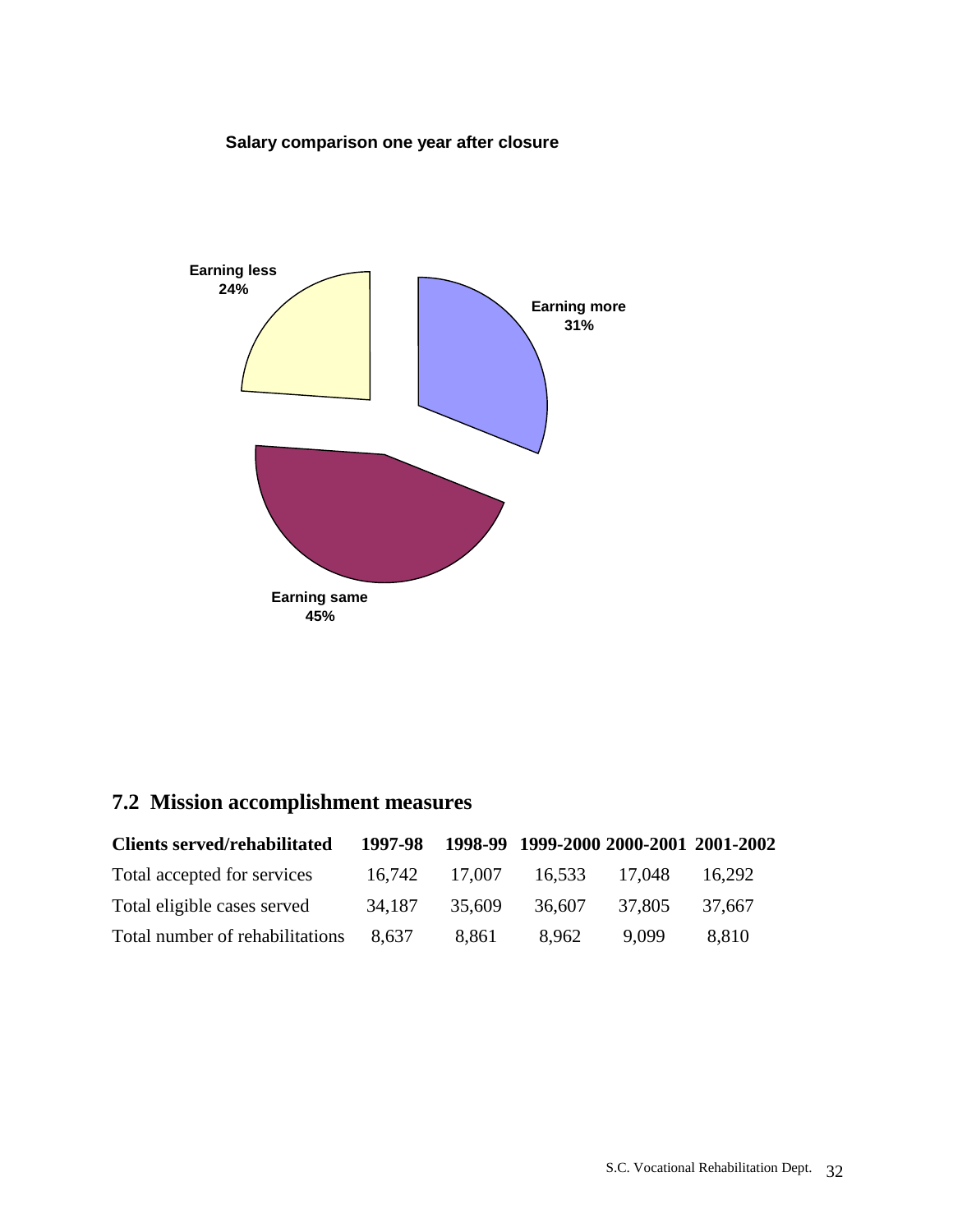**Salary comparison one year after closure**

Earning less
24%

Earning more
31%

Earning same
45%

## 7.2 Mission accomplishment measures

| Clients served/rehabilitated | 1997-98 | 1998-99 | 1999-2000 | 2000-2001 | 2001-2002 |
|---|---|---|---|---|---|
| Total accepted for services | 16,742 | 17,007 | 16,533 | 17,048 | 16,292 |
| Total eligible cases served | 34,187 | 35,609 | 36,607 | 37,805 | 37,667 |
| Total number of rehabilitations | 8,637 | 8,861 | 8,962 | 9,099 | 8,810 |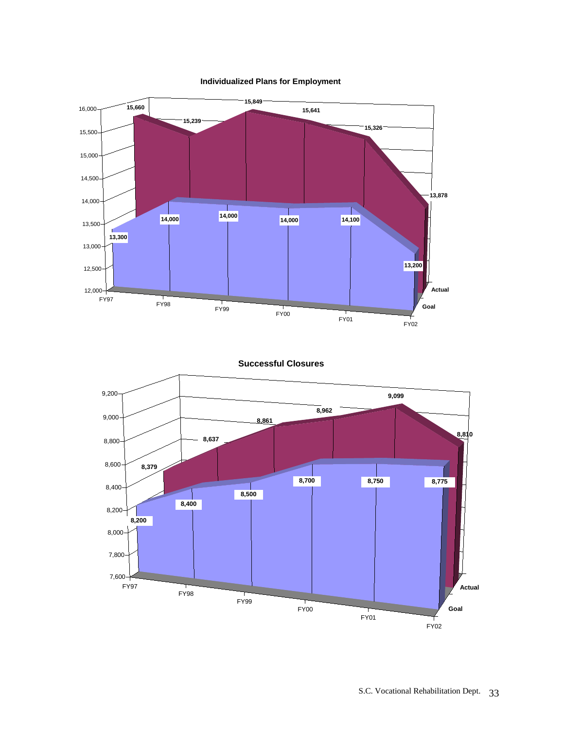**Individualized Plans for Employment**

| | FY97 | FY98 | FY99 | FY00 | FY01 | FY02 |
|---|---|---|---|---|---|---|
| Actual | 15,660 | 15,239 | 15,849 | 15,641 | 15,326 | 13,878 |
| Goal | 13,300 | 14,000 | 14,000 | 14,000 | 14,100 | 13,200 |

**Successful Closures**

| | FY97 | FY98 | FY99 | FY00 | FY01 | FY02 |
|---|---|---|---|---|---|---|
| Actual | 8,379 | 8,637 | 8,861 | 8,962 | 9,099 | 8,810 |
| Goal | 8,200 | 8,400 | 8,500 | 8,700 | 8,750 | 8,775 |

S.C. Vocational Rehabilitation Dept.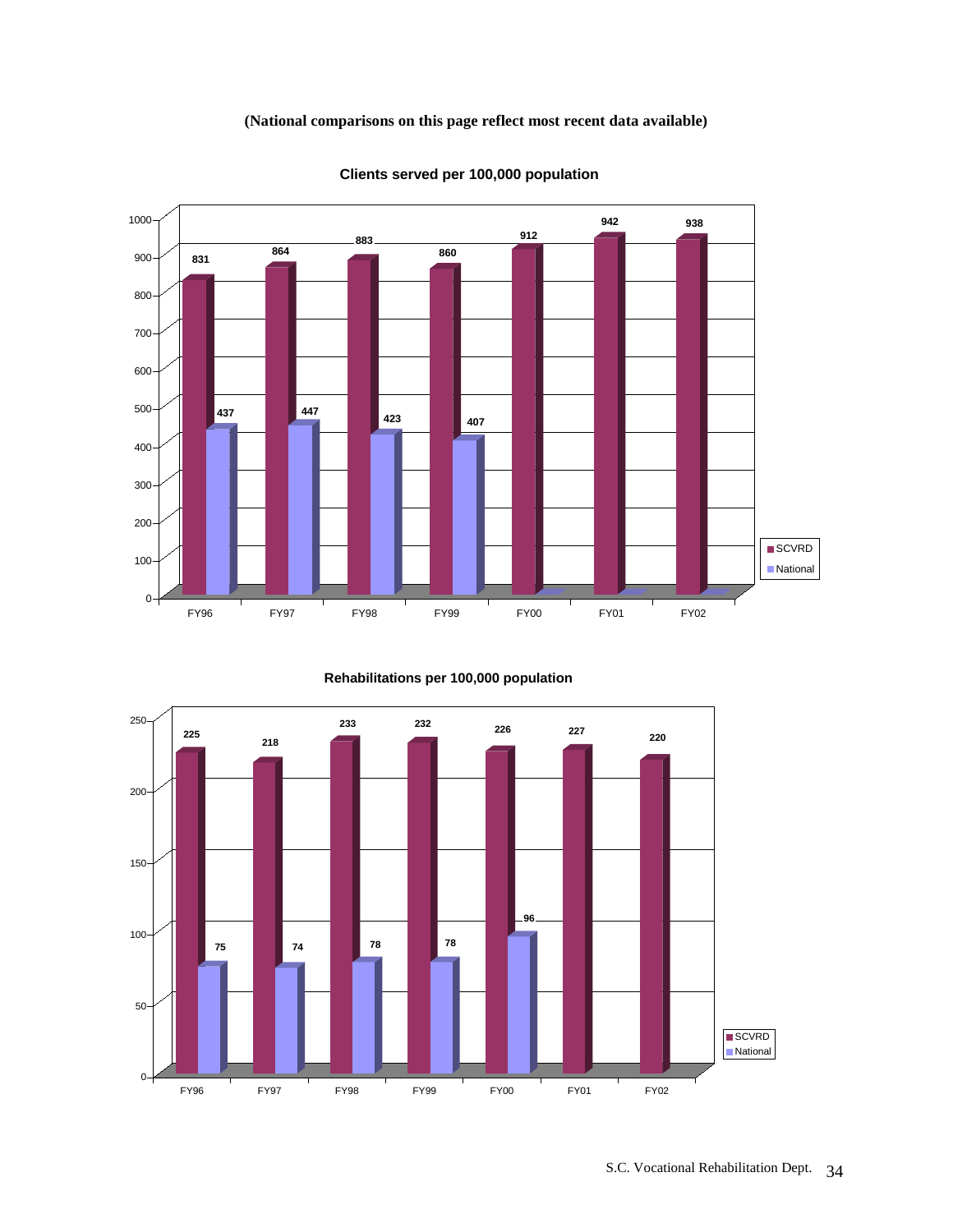**(National comparisons on this page reflect most recent data available)**

**Clients served per 100,000 population**

| | FY96 | FY97 | FY98 | FY99 | FY00 | FY01 | FY02 |
|---|---|---|---|---|---|---|---|
| SCVRD | 831 | 864 | 883 | 860 | 912 | 942 | 938 |
| National | 437 | 447 | 423 | 407 | | | |

**Rehabilitations per 100,000 population**

| | FY96 | FY97 | FY98 | FY99 | FY00 | FY01 | FY02 |
|---|---|---|---|---|---|---|---|
| SCVRD | 225 | 218 | 233 | 232 | 226 | 227 | 220 |
| National | 75 | 74 | 78 | 78 | 96 | | |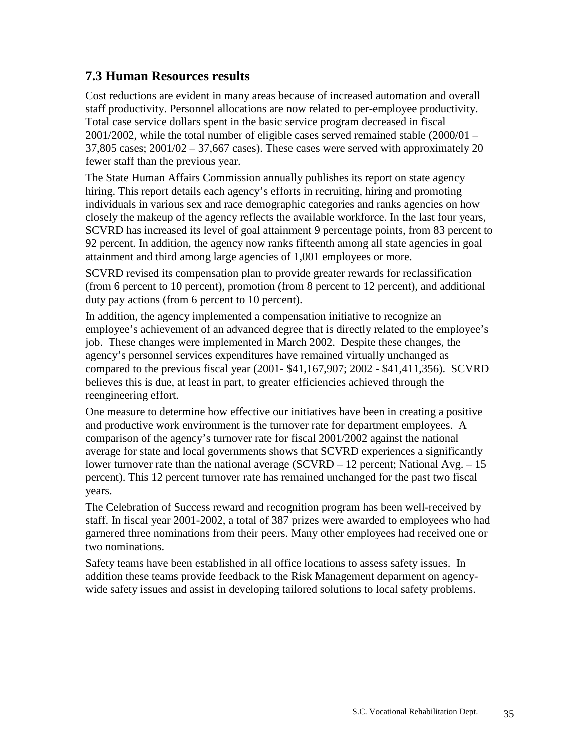## 7.3 Human Resources results

Cost reductions are evident in many areas because of increased automation and overall staff productivity. Personnel allocations are now related to per-employee productivity. Total case service dollars spent in the basic service program decreased in fiscal 2001/2002, while the total number of eligible cases served remained stable (2000/01 – 37,805 cases; 2001/02 – 37,667 cases). These cases were served with approximately 20 fewer staff than the previous year.

The State Human Affairs Commission annually publishes its report on state agency hiring. This report details each agency's efforts in recruiting, hiring and promoting individuals in various sex and race demographic categories and ranks agencies on how closely the makeup of the agency reflects the available workforce. In the last four years, SCVRD has increased its level of goal attainment 9 percentage points, from 83 percent to 92 percent. In addition, the agency now ranks fifteenth among all state agencies in goal attainment and third among large agencies of 1,001 employees or more.

SCVRD revised its compensation plan to provide greater rewards for reclassification (from 6 percent to 10 percent), promotion (from 8 percent to 12 percent), and additional duty pay actions (from 6 percent to 10 percent).

In addition, the agency implemented a compensation initiative to recognize an employee's achievement of an advanced degree that is directly related to the employee's job. These changes were implemented in March 2002. Despite these changes, the agency's personnel services expenditures have remained virtually unchanged as compared to the previous fiscal year (2001- $41,167,907; 2002 - $41,411,356). SCVRD believes this is due, at least in part, to greater efficiencies achieved through the reengineering effort.

One measure to determine how effective our initiatives have been in creating a positive and productive work environment is the turnover rate for department employees. A comparison of the agency's turnover rate for fiscal 2001/2002 against the national average for state and local governments shows that SCVRD experiences a significantly lower turnover rate than the national average (SCVRD – 12 percent; National Avg. – 15 percent). This 12 percent turnover rate has remained unchanged for the past two fiscal years.

The Celebration of Success reward and recognition program has been well-received by staff. In fiscal year 2001-2002, a total of 387 prizes were awarded to employees who had garnered three nominations from their peers. Many other employees had received one or two nominations.

Safety teams have been established in all office locations to assess safety issues. In addition these teams provide feedback to the Risk Management deparment on agency-wide safety issues and assist in developing tailored solutions to local safety problems.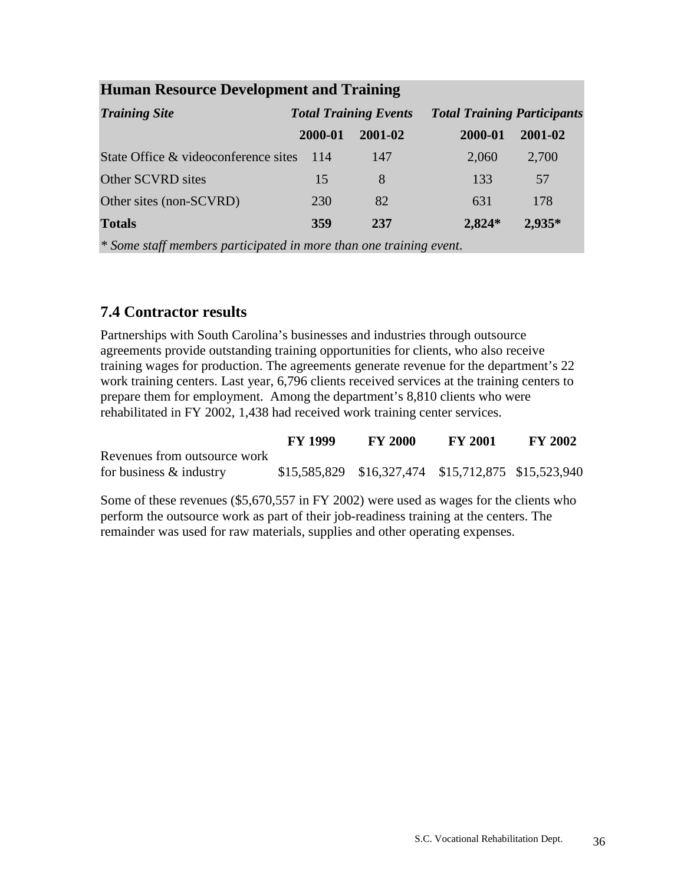**Human Resource Development and Training**

| *Training Site* | *Total Training Events* | | *Total Training Participants* | |
|---|---|---|---|---|
| | **2000-01** | **2001-02** | **2000-01** | **2001-02** |
| State Office & videoconference sites | 114 | 147 | 2,060 | 2,700 |
| Other SCVRD sites | 15 | 8 | 133 | 57 |
| Other sites (non-SCVRD) | 230 | 82 | 631 | 178 |
| **Totals** | **359** | **237** | **2,824*** | **2,935*** |

*\* Some staff members participated in more than one training event.*

## 7.4 Contractor results

Partnerships with South Carolina's businesses and industries through outsource agreements provide outstanding training opportunities for clients, who also receive training wages for production. The agreements generate revenue for the department's 22 work training centers. Last year, 6,796 clients received services at the training centers to prepare them for employment. Among the department's 8,810 clients who were rehabilitated in FY 2002, 1,438 had received work training center services.

| | **FY 1999** | **FY 2000** | **FY 2001** | **FY 2002** |
|---|---|---|---|---|
| Revenues from outsource work for business & industry | $15,585,829 | $16,327,474 | $15,712,875 | $15,523,940 |

Some of these revenues ($5,670,557 in FY 2002) were used as wages for the clients who perform the outsource work as part of their job-readiness training at the centers. The remainder was used for raw materials, supplies and other operating expenses.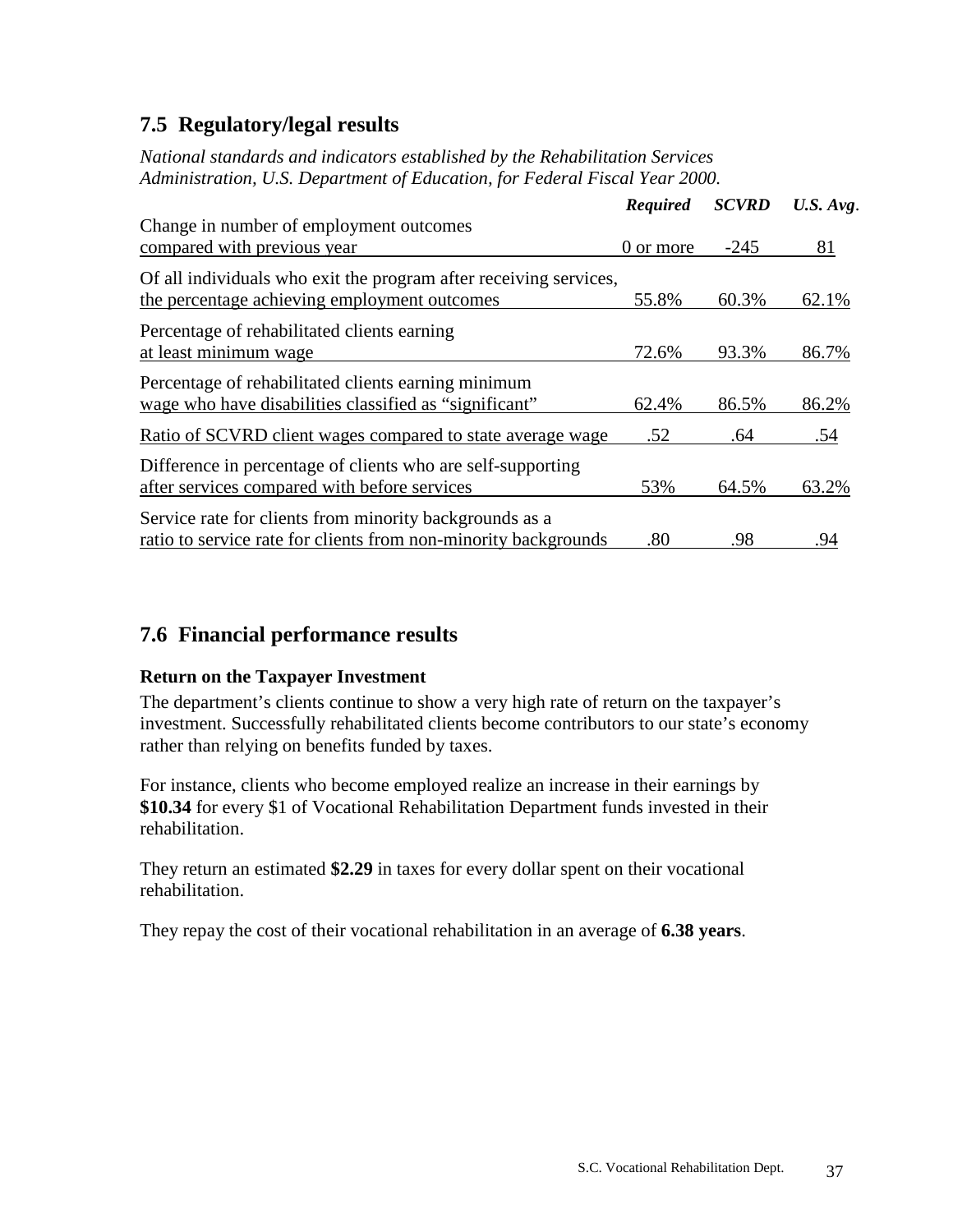## 7.5 Regulatory/legal results

*National standards and indicators established by the Rehabilitation Services Administration, U.S. Department of Education, for Federal Fiscal Year 2000.*

| | *Required* | *SCVRD* | *U.S. Avg.* |
|---|---|---|---|
| Change in number of employment outcomes compared with previous year | 0 or more | -245 | 81 |
| Of all individuals who exit the program after receiving services, the percentage achieving employment outcomes | 55.8% | 60.3% | 62.1% |
| Percentage of rehabilitated clients earning at least minimum wage | 72.6% | 93.3% | 86.7% |
| Percentage of rehabilitated clients earning minimum wage who have disabilities classified as “significant” | 62.4% | 86.5% | 86.2% |
| Ratio of SCVRD client wages compared to state average wage | .52 | .64 | .54 |
| Difference in percentage of clients who are self-supporting after services compared with before services | 53% | 64.5% | 63.2% |
| Service rate for clients from minority backgrounds as a ratio to service rate for clients from non-minority backgrounds | .80 | .98 | .94 |

## 7.6 Financial performance results

**Return on the Taxpayer Investment**

The department’s clients continue to show a very high rate of return on the taxpayer’s investment. Successfully rehabilitated clients become contributors to our state’s economy rather than relying on benefits funded by taxes.

For instance, clients who become employed realize an increase in their earnings by **$10.34** for every $1 of Vocational Rehabilitation Department funds invested in their rehabilitation.

They return an estimated **$2.29** in taxes for every dollar spent on their vocational rehabilitation.

They repay the cost of their vocational rehabilitation in an average of **6.38 years**.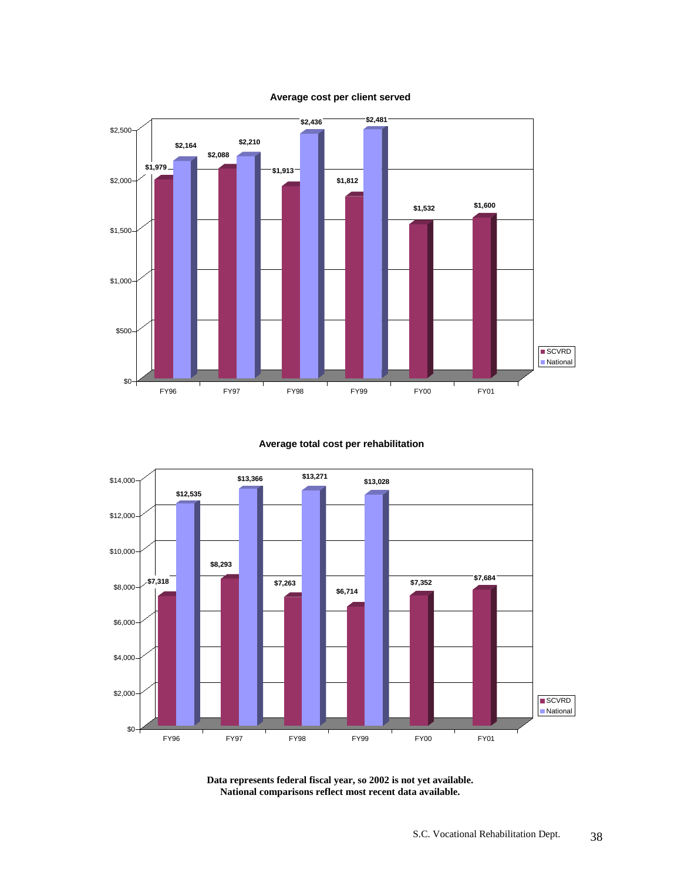**Average cost per client served**

| | SCVRD | National |
|---|---|---|
| FY96 | $1,979 | $2,164 |
| FY97 | $2,088 | $2,210 |
| FY98 | $1,913 | $2,436 |
| FY99 | $1,812 | $2,481 |
| FY00 | $1,532 | |
| FY01 | $1,600 | |

**Average total cost per rehabilitation**

| | SCVRD | National |
|---|---|---|
| FY96 | $7,318 | $12,535 |
| FY97 | $8,293 | $13,366 |
| FY98 | $7,263 | $13,271 |
| FY99 | $6,714 | $13,028 |
| FY00 | $7,352 | |
| FY01 | $7,684 | |

**Data represents federal fiscal year, so 2002 is not yet available.**
**National comparisons reflect most recent data available.**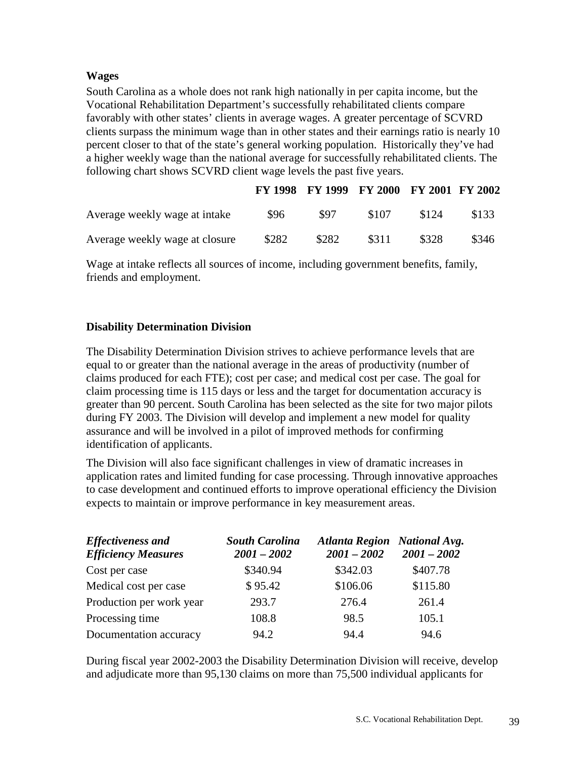**Wages**

South Carolina as a whole does not rank high nationally in per capita income, but the Vocational Rehabilitation Department's successfully rehabilitated clients compare favorably with other states' clients in average wages. A greater percentage of SCVRD clients surpass the minimum wage than in other states and their earnings ratio is nearly 10 percent closer to that of the state's general working population. Historically they've had a higher weekly wage than the national average for successfully rehabilitated clients. The following chart shows SCVRD client wage levels the past five years.

| | FY 1998 | FY 1999 | FY 2000 | FY 2001 | FY 2002 |
|---|---|---|---|---|---|
| Average weekly wage at intake | $96 | $97 | $107 | $124 | $133 |
| Average weekly wage at closure | $282 | $282 | $311 | $328 | $346 |

Wage at intake reflects all sources of income, including government benefits, family, friends and employment.

**Disability Determination Division**

The Disability Determination Division strives to achieve performance levels that are equal to or greater than the national average in the areas of productivity (number of claims produced for each FTE); cost per case; and medical cost per case. The goal for claim processing time is 115 days or less and the target for documentation accuracy is greater than 90 percent. South Carolina has been selected as the site for two major pilots during FY 2003. The Division will develop and implement a new model for quality assurance and will be involved in a pilot of improved methods for confirming identification of applicants.

The Division will also face significant challenges in view of dramatic increases in application rates and limited funding for case processing. Through innovative approaches to case development and continued efforts to improve operational efficiency the Division expects to maintain or improve performance in key measurement areas.

| ***Effectiveness and Efficiency Measures*** | ***South Carolina 2001 – 2002*** | ***Atlanta Region 2001 – 2002*** | ***National Avg. 2001 – 2002*** |
|---|---|---|---|
| Cost per case | $340.94 | $342.03 | $407.78 |
| Medical cost per case | $ 95.42 | $106.06 | $115.80 |
| Production per work year | 293.7 | 276.4 | 261.4 |
| Processing time | 108.8 | 98.5 | 105.1 |
| Documentation accuracy | 94.2 | 94.4 | 94.6 |

During fiscal year 2002-2003 the Disability Determination Division will receive, develop and adjudicate more than 95,130 claims on more than 75,500 individual applicants for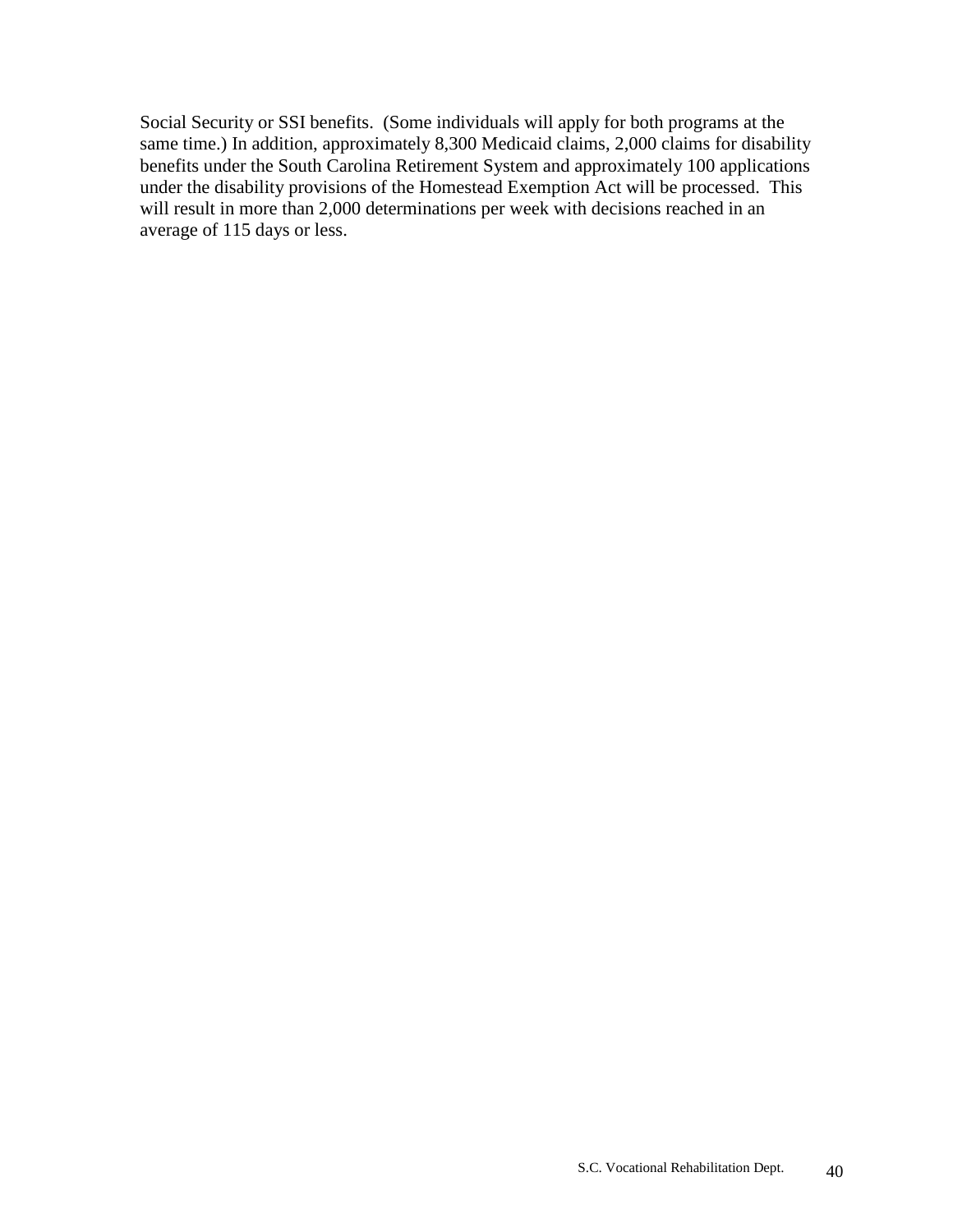Social Security or SSI benefits. (Some individuals will apply for both programs at the same time.) In addition, approximately 8,300 Medicaid claims, 2,000 claims for disability benefits under the South Carolina Retirement System and approximately 100 applications under the disability provisions of the Homestead Exemption Act will be processed. This will result in more than 2,000 determinations per week with decisions reached in an average of 115 days or less.